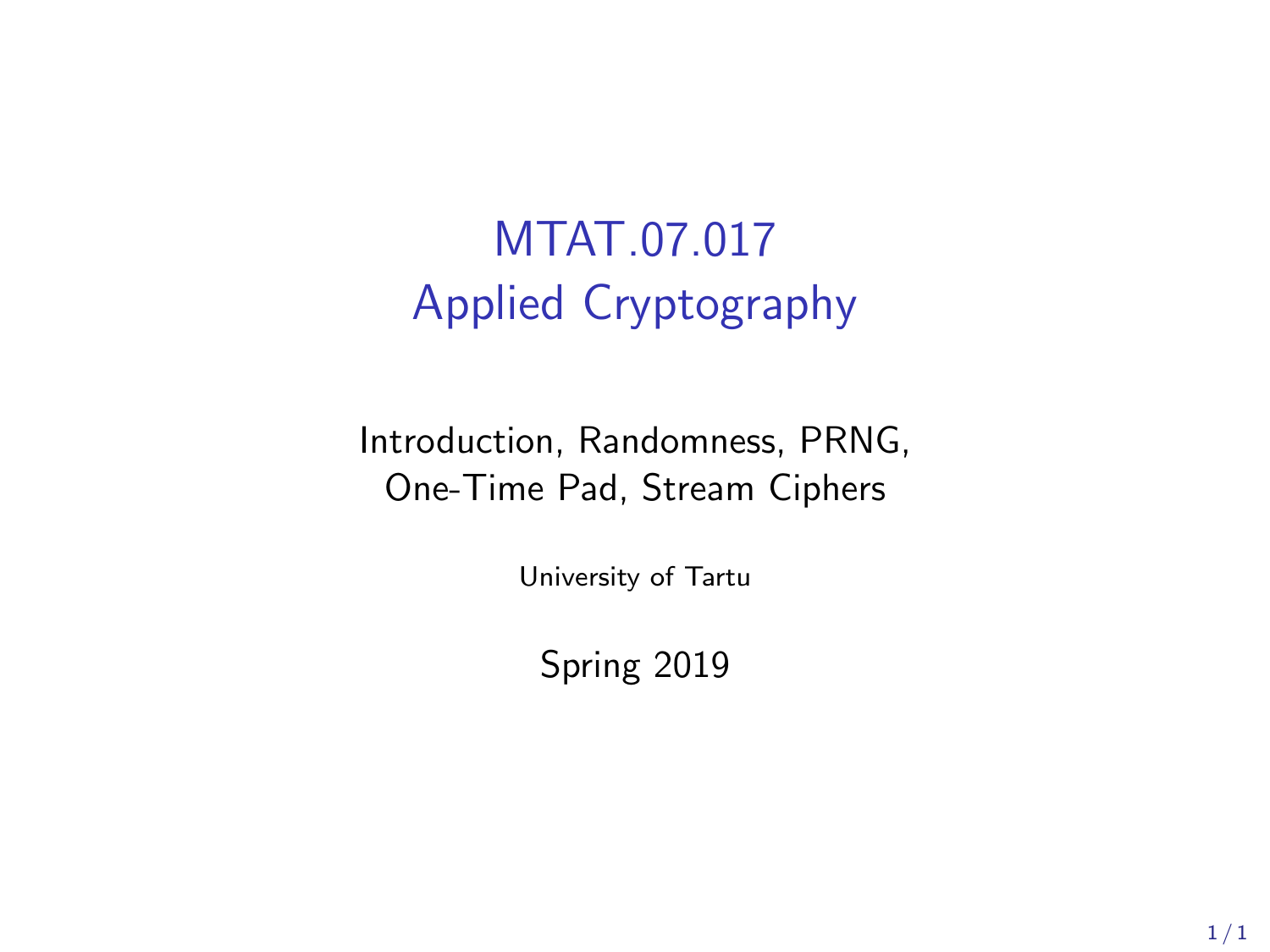# MTAT.07.017
# Applied Cryptography

Introduction, Randomness, PRNG,
One-Time Pad, Stream Ciphers

University of Tartu

Spring 2019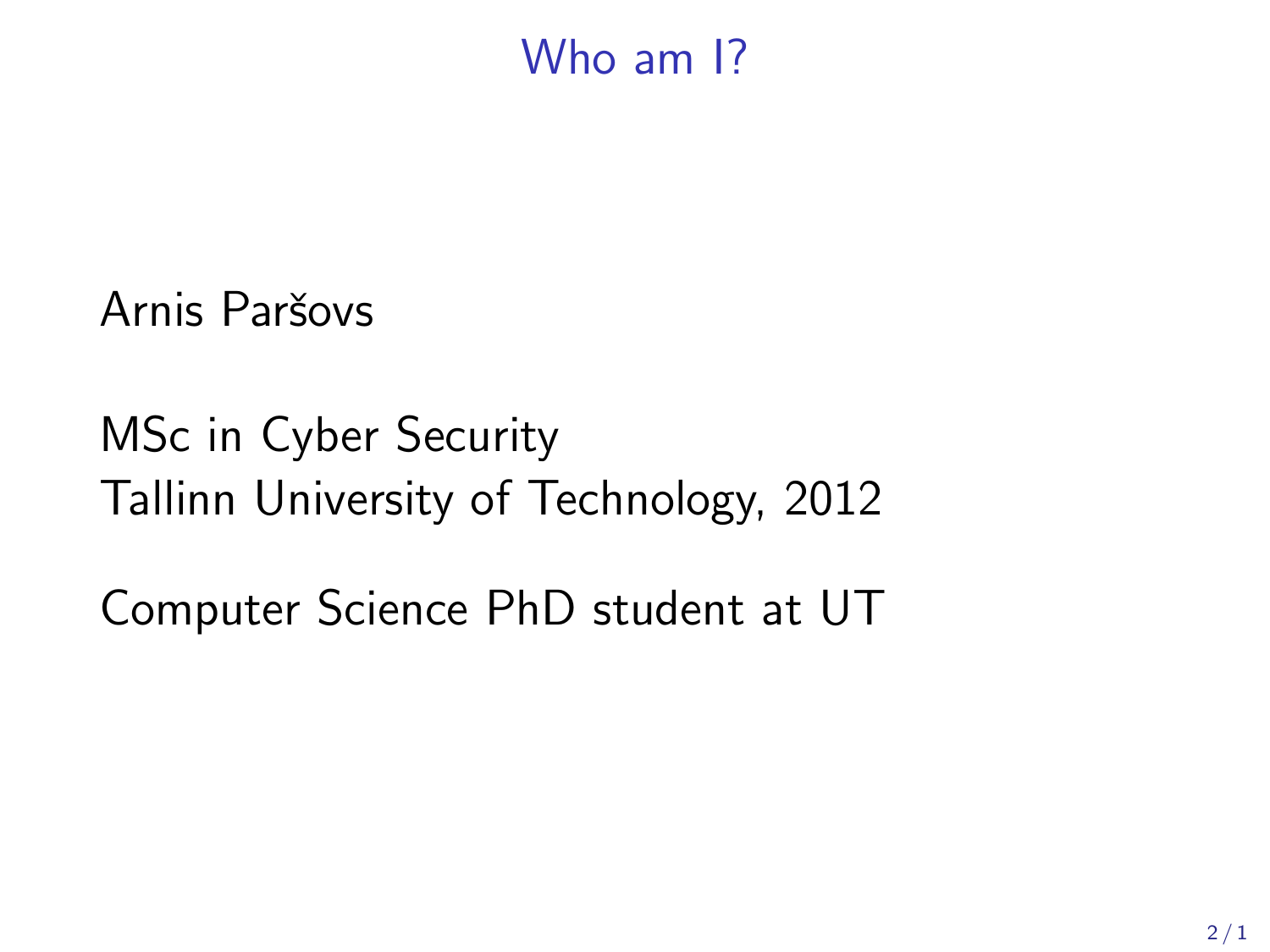# Who am I?

Arnis Paršovs

MSc in Cyber Security
Tallinn University of Technology, 2012

Computer Science PhD student at UT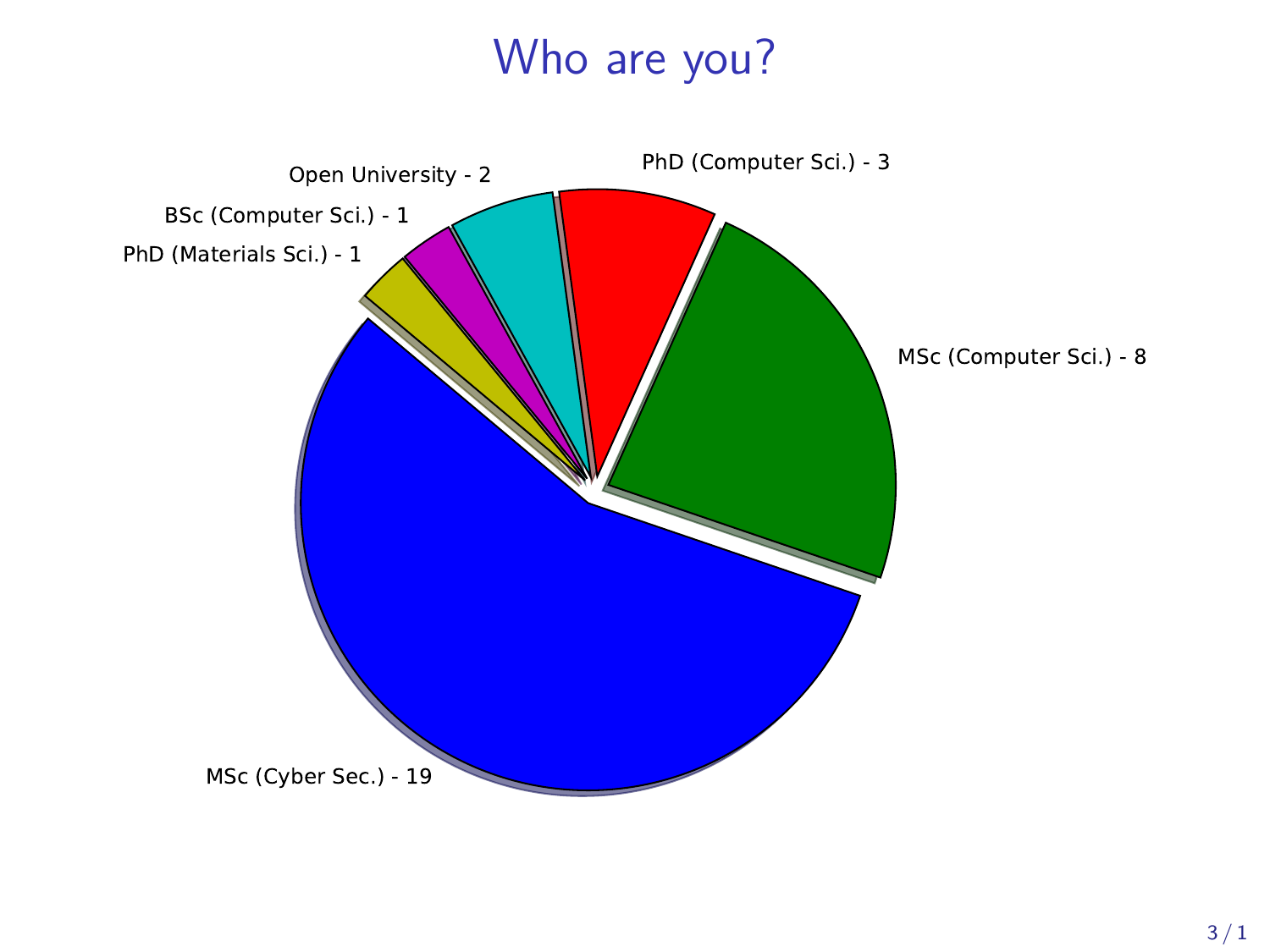# Who are you?

- Open University - 2
- PhD (Computer Sci.) - 3
- BSc (Computer Sci.) - 1
- PhD (Materials Sci.) - 1
- MSc (Computer Sci.) - 8
- MSc (Cyber Sec.) - 19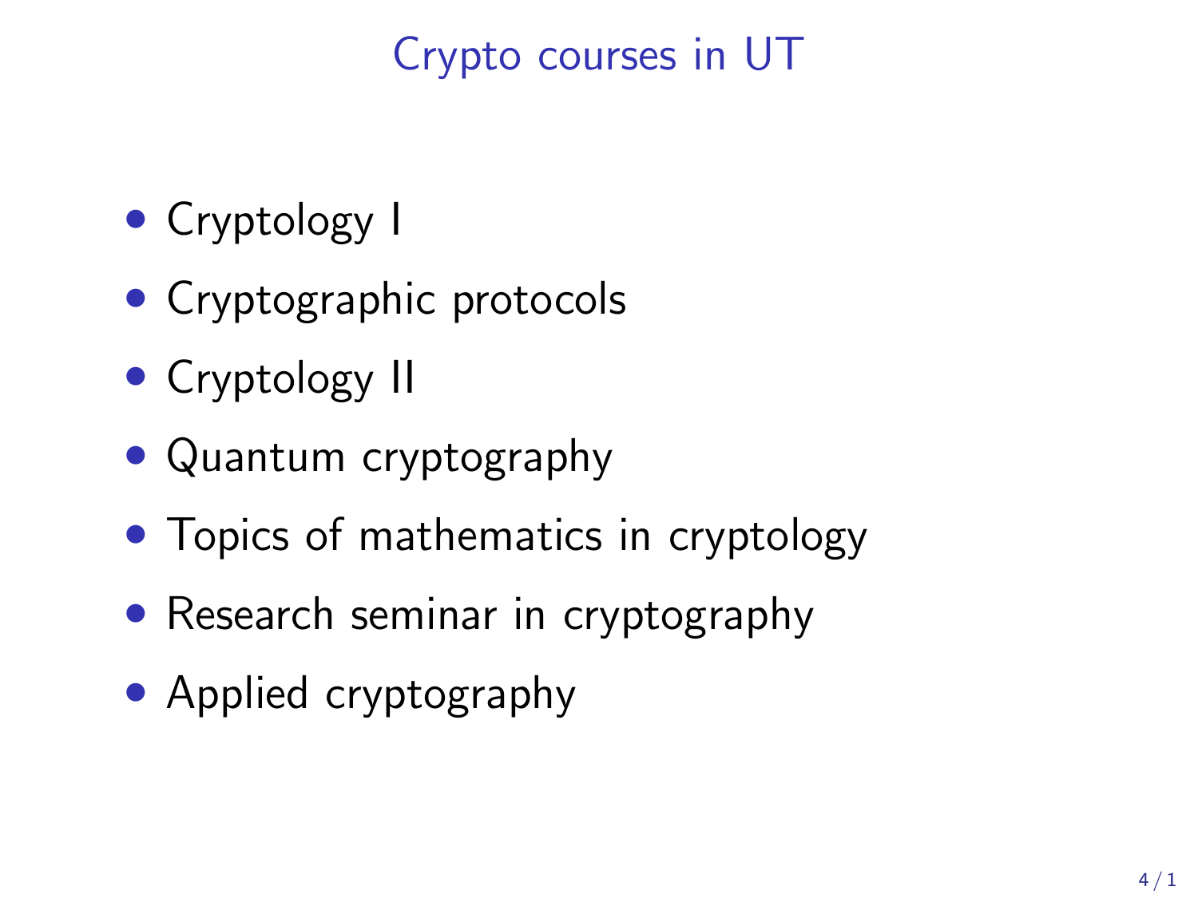# Crypto courses in UT

- Cryptology I
- Cryptographic protocols
- Cryptology II
- Quantum cryptography
- Topics of mathematics in cryptology
- Research seminar in cryptography
- Applied cryptography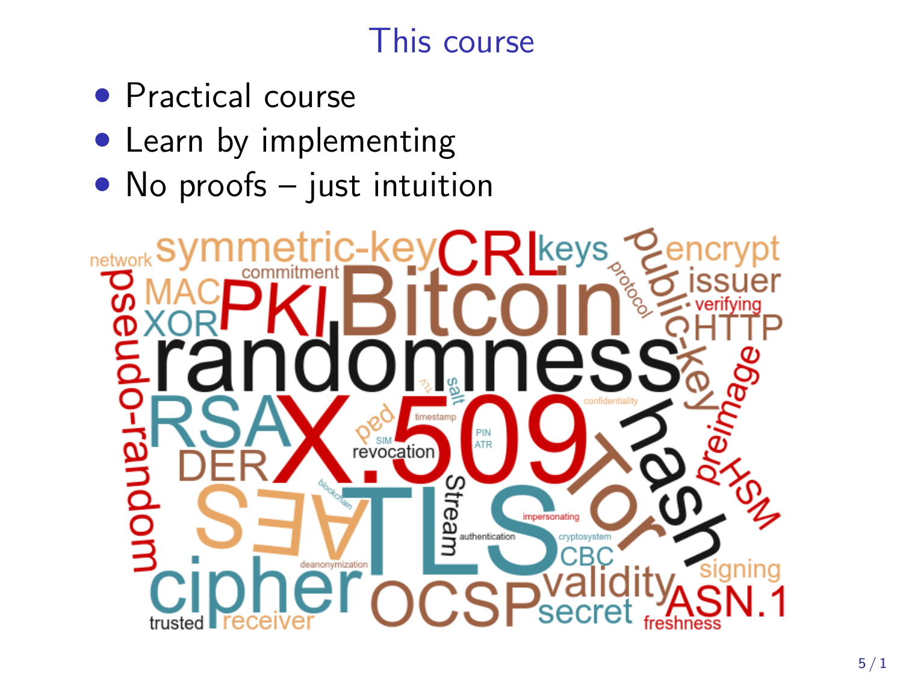# This course

- Practical course
- Learn by implementing
- No proofs – just intuition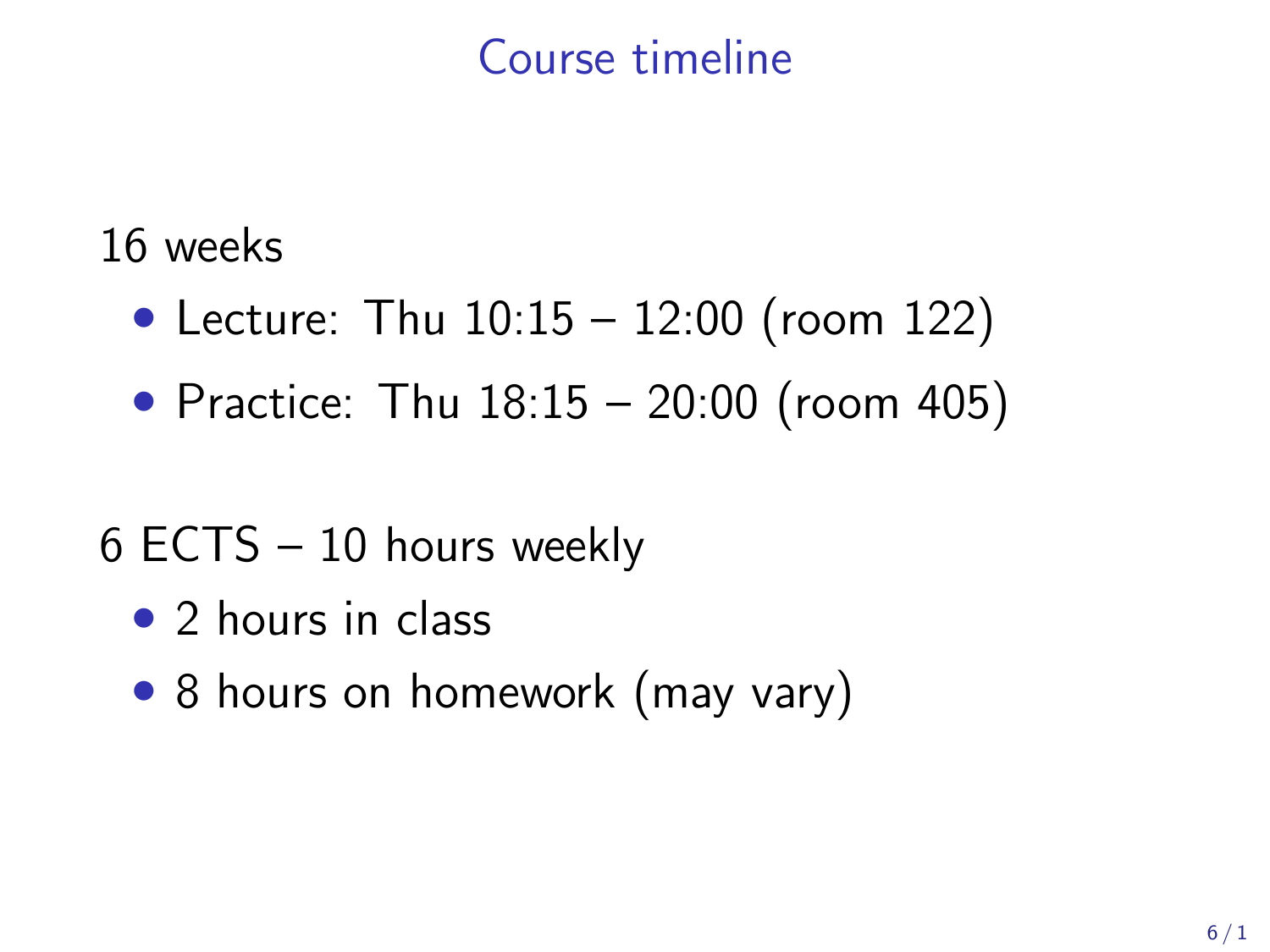# Course timeline

16 weeks

- Lecture: Thu 10:15 – 12:00 (room 122)
- Practice: Thu 18:15 – 20:00 (room 405)

6 ECTS – 10 hours weekly

- 2 hours in class
- 8 hours on homework (may vary)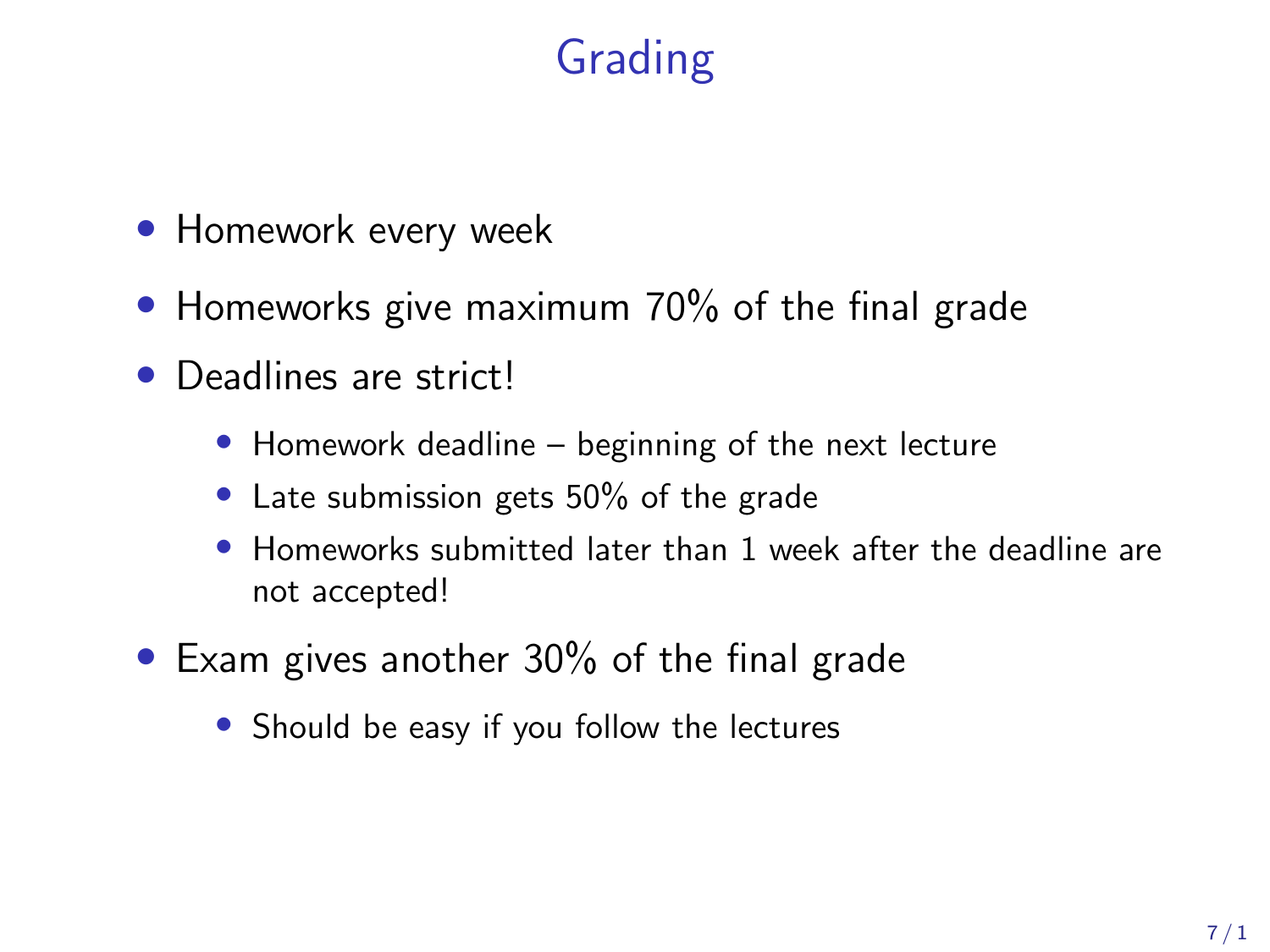# Grading

- Homework every week
- Homeworks give maximum 70% of the final grade
- Deadlines are strict!
  - Homework deadline – beginning of the next lecture
  - Late submission gets 50% of the grade
  - Homeworks submitted later than 1 week after the deadline are not accepted!
- Exam gives another 30% of the final grade
  - Should be easy if you follow the lectures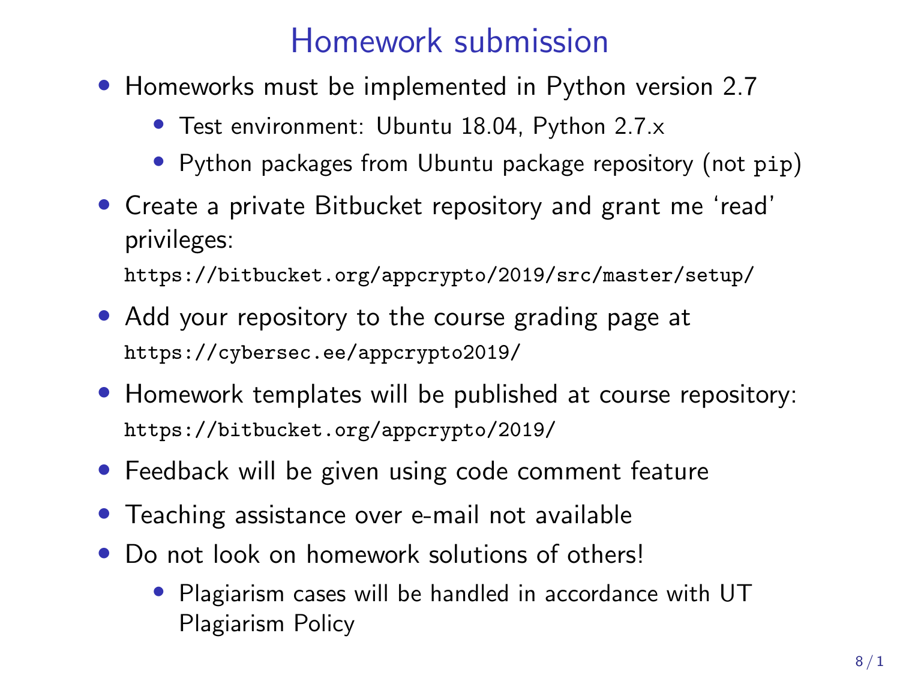# Homework submission

- Homeworks must be implemented in Python version 2.7
  - Test environment: Ubuntu 18.04, Python 2.7.x
  - Python packages from Ubuntu package repository (not `pip`)
- Create a private Bitbucket repository and grant me ‘read’ privileges:
  `https://bitbucket.org/appcrypto/2019/src/master/setup/`
- Add your repository to the course grading page at
  `https://cybersec.ee/appcrypto2019/`
- Homework templates will be published at course repository:
  `https://bitbucket.org/appcrypto/2019/`
- Feedback will be given using code comment feature
- Teaching assistance over e-mail not available
- Do not look on homework solutions of others!
  - Plagiarism cases will be handled in accordance with UT Plagiarism Policy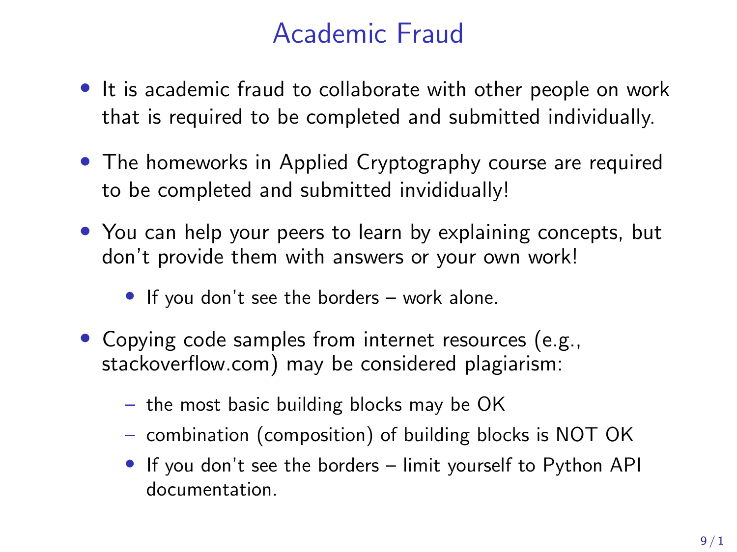# Academic Fraud

- It is academic fraud to collaborate with other people on work that is required to be completed and submitted individually.
- The homeworks in Applied Cryptography course are required to be completed and submitted invididually!
- You can help your peers to learn by explaining concepts, but don't provide them with answers or your own work!
  - If you don't see the borders – work alone.
- Copying code samples from internet resources (e.g., stackoverflow.com) may be considered plagiarism:
  - the most basic building blocks may be OK
  - combination (composition) of building blocks is NOT OK
  - If you don't see the borders – limit yourself to Python API documentation.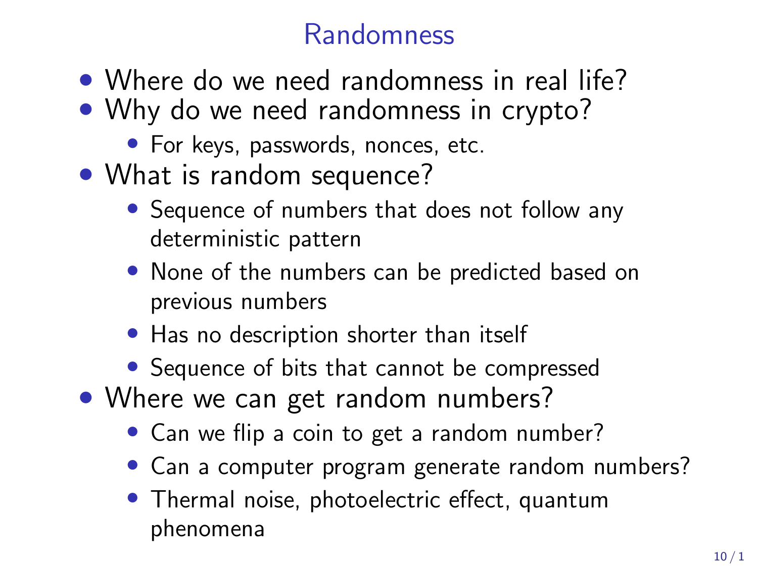# Randomness

- Where do we need randomness in real life?
- Why do we need randomness in crypto?
  - For keys, passwords, nonces, etc.
- What is random sequence?
  - Sequence of numbers that does not follow any deterministic pattern
  - None of the numbers can be predicted based on previous numbers
  - Has no description shorter than itself
  - Sequence of bits that cannot be compressed
- Where we can get random numbers?
  - Can we flip a coin to get a random number?
  - Can a computer program generate random numbers?
  - Thermal noise, photoelectric effect, quantum phenomena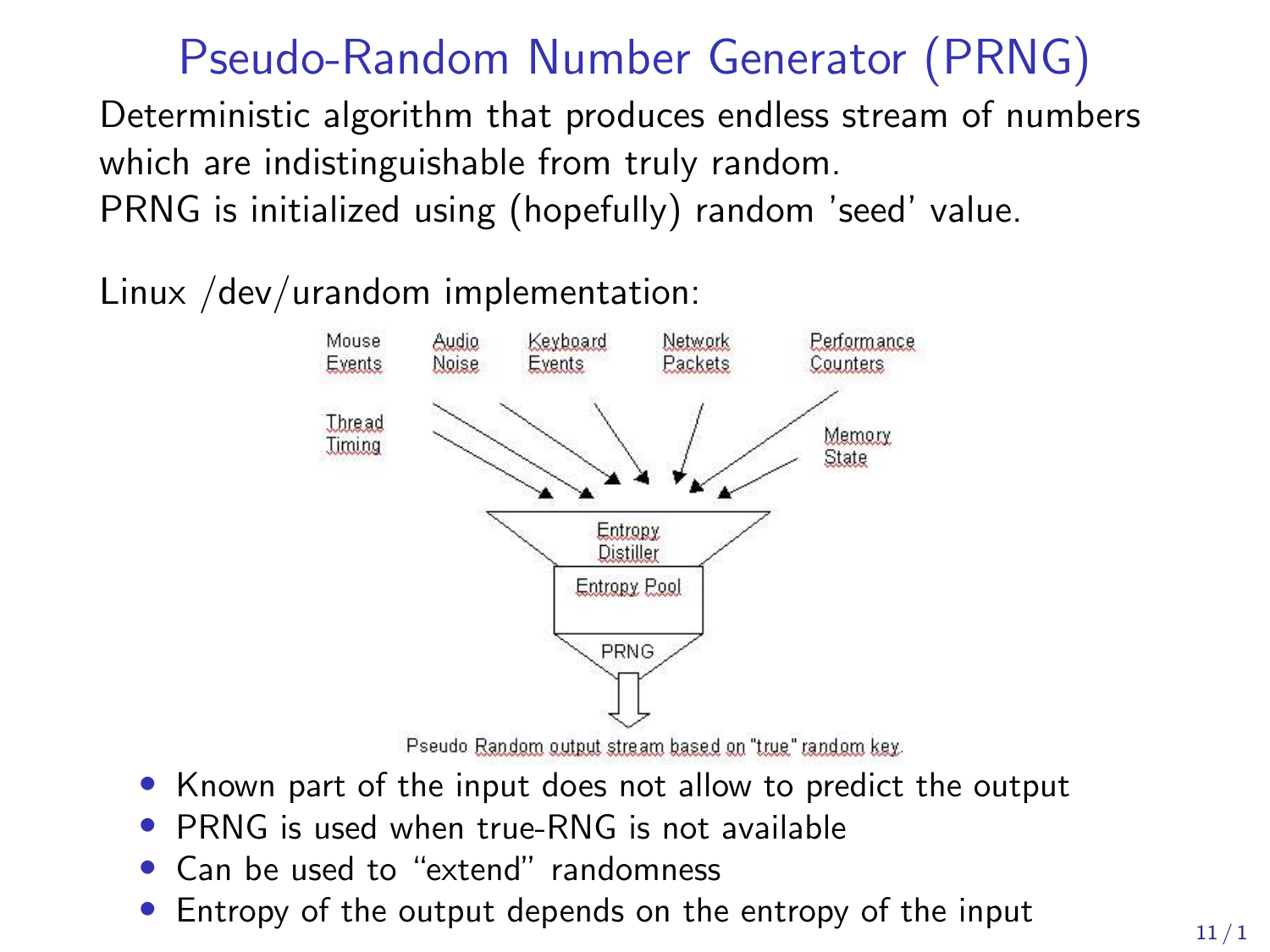# Pseudo-Random Number Generator (PRNG)

Deterministic algorithm that produces endless stream of numbers which are indistinguishable from truly random.
PRNG is initialized using (hopefully) random 'seed' value.

Linux /dev/urandom implementation:

Mouse Events, Audio Noise, Keyboard Events, Network Packets, Performance Counters, Thread Timing, Memory State → Entropy Distiller → Entropy Pool → PRNG

Pseudo Random output stream based on "true" random key.

- Known part of the input does not allow to predict the output
- PRNG is used when true-RNG is not available
- Can be used to "extend" randomness
- Entropy of the output depends on the entropy of the input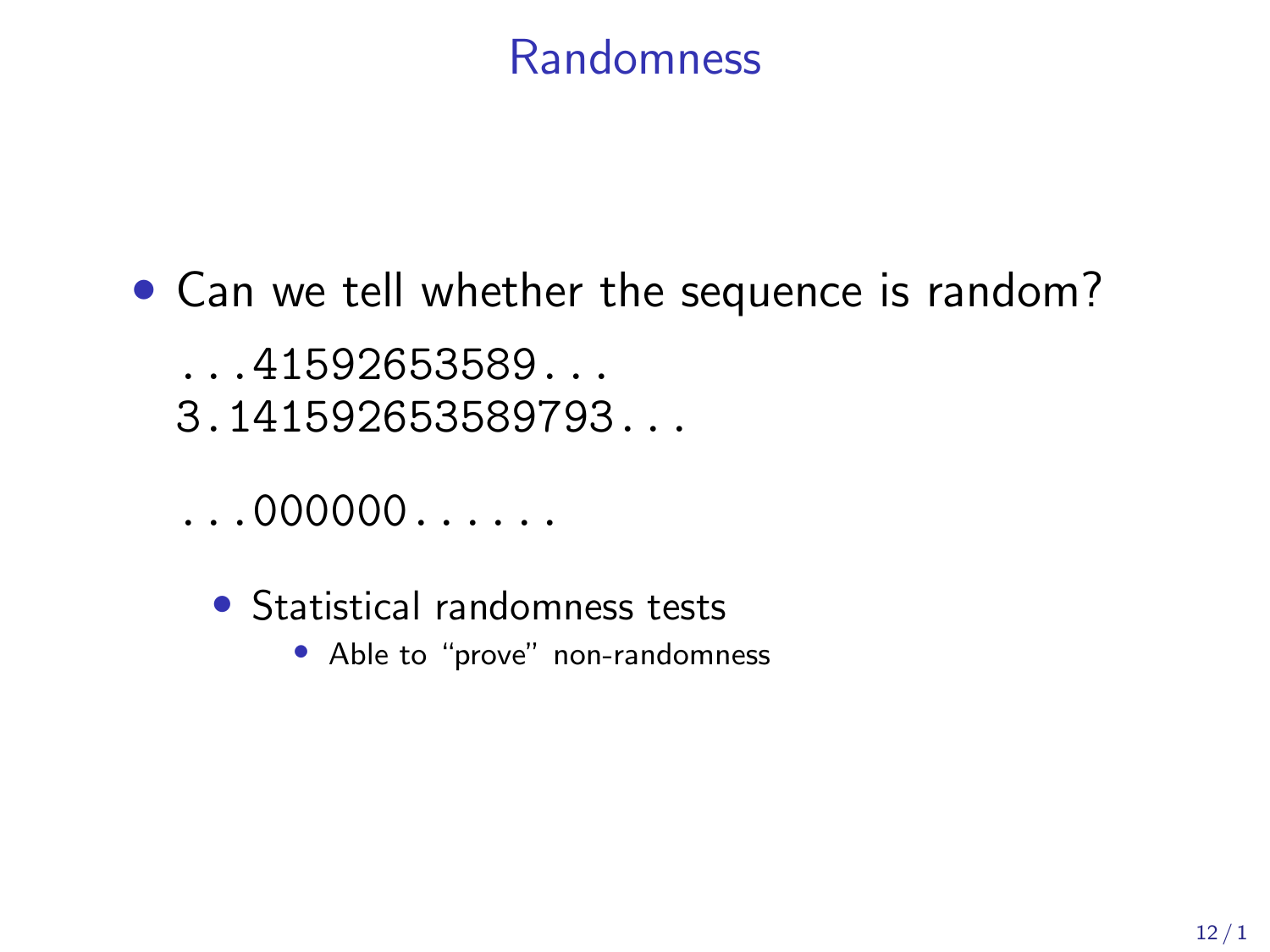# Randomness

- Can we tell whether the sequence is random?

  ```
  ...41592653589...
  3.141592653589793...

  ...000000......
  ```

  - Statistical randomness tests
    - Able to “prove” non-randomness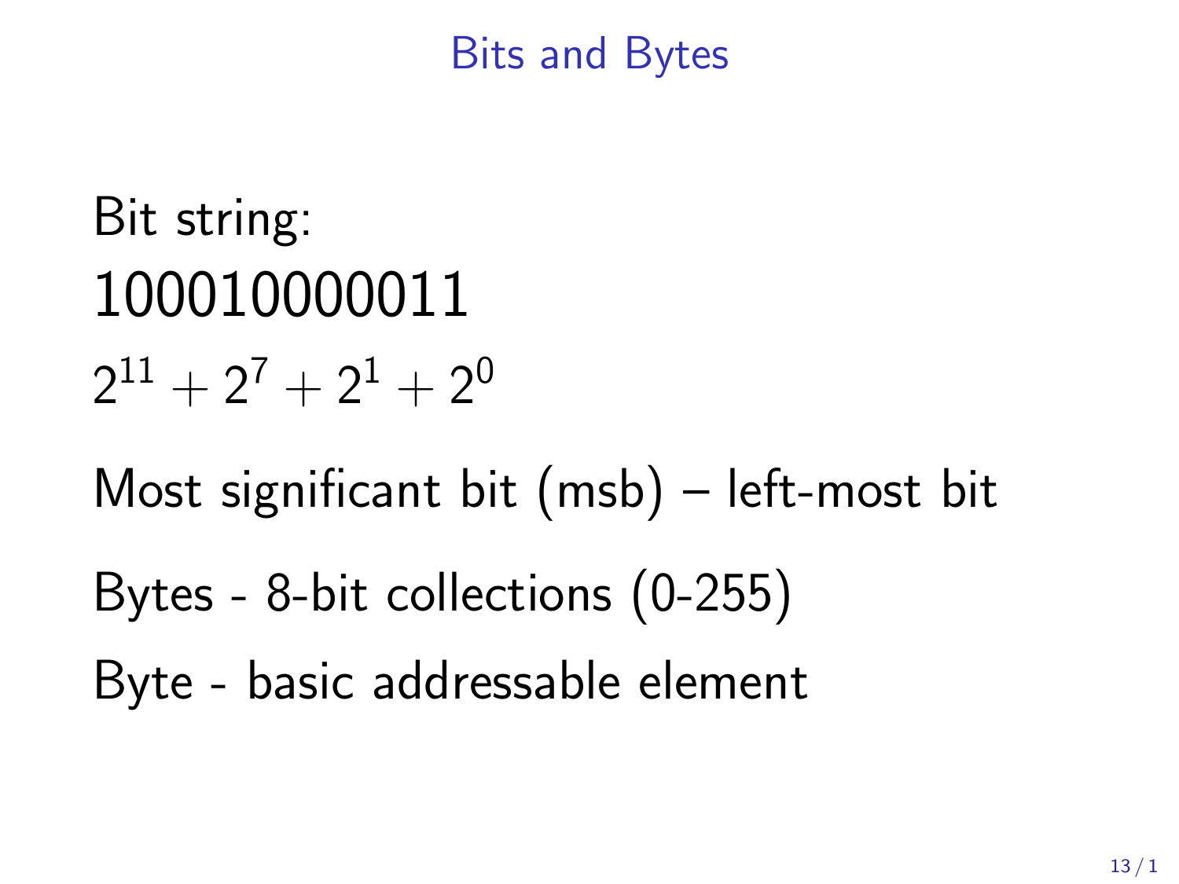# Bits and Bytes

Bit string:

100010000011

$2^{11} + 2^7 + 2^1 + 2^0$

Most significant bit (msb) – left-most bit

Bytes - 8-bit collections (0-255)

Byte - basic addressable element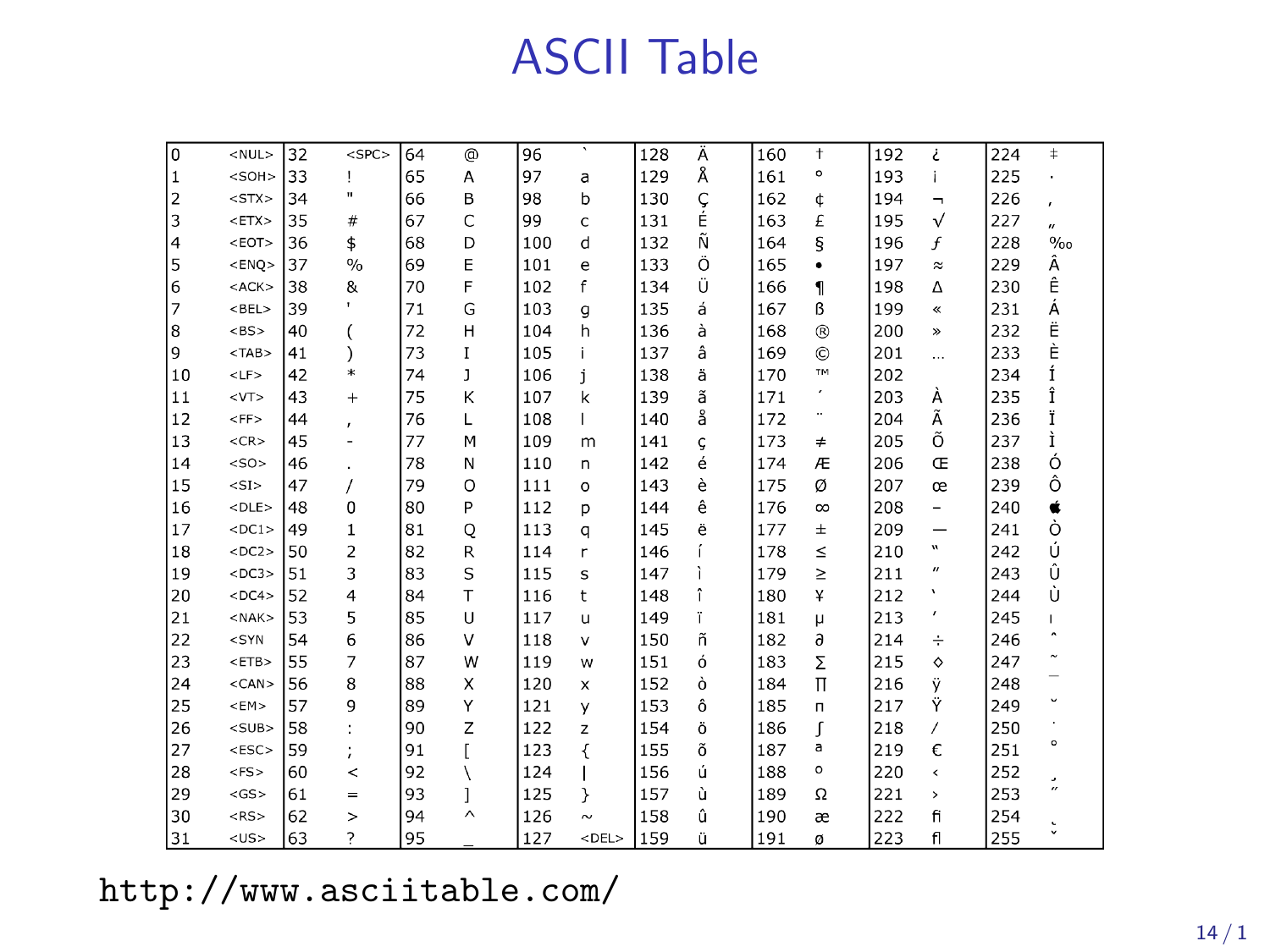# ASCII Table

| | | | | | | | | | | | | | | | |
|---|---|---|---|---|---|---|---|---|---|---|---|---|---|---|---|
| 0 | <NUL> | 32 | <SPC> | 64 | @ | 96 | ` | 128 | Ä | 160 | † | 192 | ¿ | 224 | ‡ |
| 1 | <SOH> | 33 | ! | 65 | A | 97 | a | 129 | Å | 161 | ° | 193 | ¡ | 225 | · |
| 2 | <STX> | 34 | " | 66 | B | 98 | b | 130 | Ç | 162 | ¢ | 194 | ¬ | 226 | ‚ |
| 3 | <ETX> | 35 | # | 67 | C | 99 | c | 131 | É | 163 | £ | 195 | √ | 227 | „ |
| 4 | <EOT> | 36 | $ | 68 | D | 100 | d | 132 | Ñ | 164 | § | 196 | ƒ | 228 | ‰ |
| 5 | <ENQ> | 37 | % | 69 | E | 101 | e | 133 | Ö | 165 | • | 197 | ≈ | 229 | Â |
| 6 | <ACK> | 38 | & | 70 | F | 102 | f | 134 | Ü | 166 | ¶ | 198 | ∆ | 230 | Ê |
| 7 | <BEL> | 39 | ' | 71 | G | 103 | g | 135 | á | 167 | ß | 199 | « | 231 | Á |
| 8 | <BS> | 40 | ( | 72 | H | 104 | h | 136 | à | 168 | ® | 200 | » | 232 | Ë |
| 9 | <TAB> | 41 | ) | 73 | I | 105 | i | 137 | â | 169 | © | 201 | … | 233 | È |
| 10 | <LF> | 42 | * | 74 | J | 106 | j | 138 | ä | 170 | ™ | 202 | | 234 | Í |
| 11 | <VT> | 43 | + | 75 | K | 107 | k | 139 | ã | 171 | ´ | 203 | À | 235 | Î |
| 12 | <FF> | 44 | , | 76 | L | 108 | l | 140 | å | 172 | ¨ | 204 | Ã | 236 | Ï |
| 13 | <CR> | 45 | - | 77 | M | 109 | m | 141 | ç | 173 | ≠ | 205 | Õ | 237 | Ì |
| 14 | <SO> | 46 | . | 78 | N | 110 | n | 142 | é | 174 | Æ | 206 | Œ | 238 | Ó |
| 15 | <SI> | 47 | / | 79 | O | 111 | o | 143 | è | 175 | Ø | 207 | œ | 239 | Ô |
| 16 | <DLE> | 48 | 0 | 80 | P | 112 | p | 144 | ê | 176 | ∞ | 208 | – | 240 |  |
| 17 | <DC1> | 49 | 1 | 81 | Q | 113 | q | 145 | ë | 177 | ± | 209 | — | 241 | Ò |
| 18 | <DC2> | 50 | 2 | 82 | R | 114 | r | 146 | í | 178 | ≤ | 210 | “ | 242 | Ú |
| 19 | <DC3> | 51 | 3 | 83 | S | 115 | s | 147 | ì | 179 | ≥ | 211 | ” | 243 | Û |
| 20 | <DC4> | 52 | 4 | 84 | T | 116 | t | 148 | î | 180 | ¥ | 212 | ‘ | 244 | Ù |
| 21 | <NAK> | 53 | 5 | 85 | U | 117 | u | 149 | ï | 181 | µ | 213 | ’ | 245 | ı |
| 22 | <SYN | 54 | 6 | 86 | V | 118 | v | 150 | ñ | 182 | ∂ | 214 | ÷ | 246 | ˆ |
| 23 | <ETB> | 55 | 7 | 87 | W | 119 | w | 151 | ó | 183 | ∑ | 215 | ◊ | 247 | ˜ |
| 24 | <CAN> | 56 | 8 | 88 | X | 120 | x | 152 | ò | 184 | ∏ | 216 | ÿ | 248 | ¯ |
| 25 | <EM> | 57 | 9 | 89 | Y | 121 | y | 153 | ô | 185 | π | 217 | Ÿ | 249 | ˘ |
| 26 | <SUB> | 58 | : | 90 | Z | 122 | z | 154 | ö | 186 | ∫ | 218 | ⁄ | 250 | ˙ |
| 27 | <ESC> | 59 | ; | 91 | [ | 123 | { | 155 | õ | 187 | ª | 219 | € | 251 | ˚ |
| 28 | <FS> | 60 | < | 92 | \ | 124 | &#124; | 156 | ú | 188 | º | 220 | ‹ | 252 | ¸ |
| 29 | <GS> | 61 | = | 93 | ] | 125 | } | 157 | ù | 189 | Ω | 221 | › | 253 | ˝ |
| 30 | <RS> | 62 | > | 94 | ^ | 126 | ~ | 158 | û | 190 | æ | 222 | ﬁ | 254 | ˛ |
| 31 | <US> | 63 | ? | 95 | _ | 127 | <DEL> | 159 | ü | 191 | ø | 223 | ﬂ | 255 | ˇ |

http://www.asciitable.com/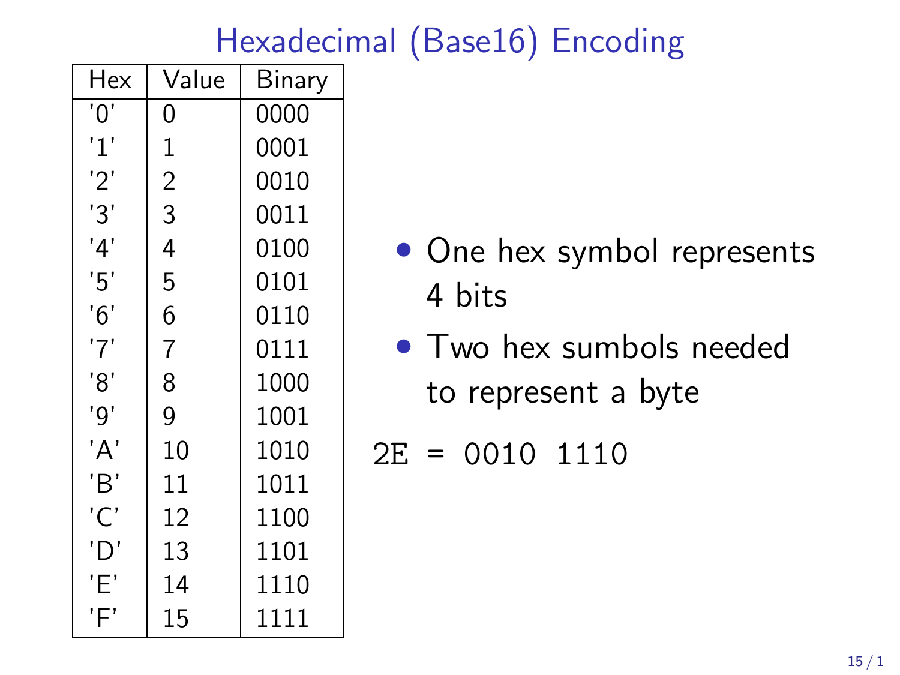# Hexadecimal (Base16) Encoding

| Hex | Value | Binary |
|---|---|---|
| '0' | 0 | 0000 |
| '1' | 1 | 0001 |
| '2' | 2 | 0010 |
| '3' | 3 | 0011 |
| '4' | 4 | 0100 |
| '5' | 5 | 0101 |
| '6' | 6 | 0110 |
| '7' | 7 | 0111 |
| '8' | 8 | 1000 |
| '9' | 9 | 1001 |
| 'A' | 10 | 1010 |
| 'B' | 11 | 1011 |
| 'C' | 12 | 1100 |
| 'D' | 13 | 1101 |
| 'E' | 14 | 1110 |
| 'F' | 15 | 1111 |

- One hex symbol represents 4 bits
- Two hex sumbols needed to represent a byte

```
2E = 0010 1110
```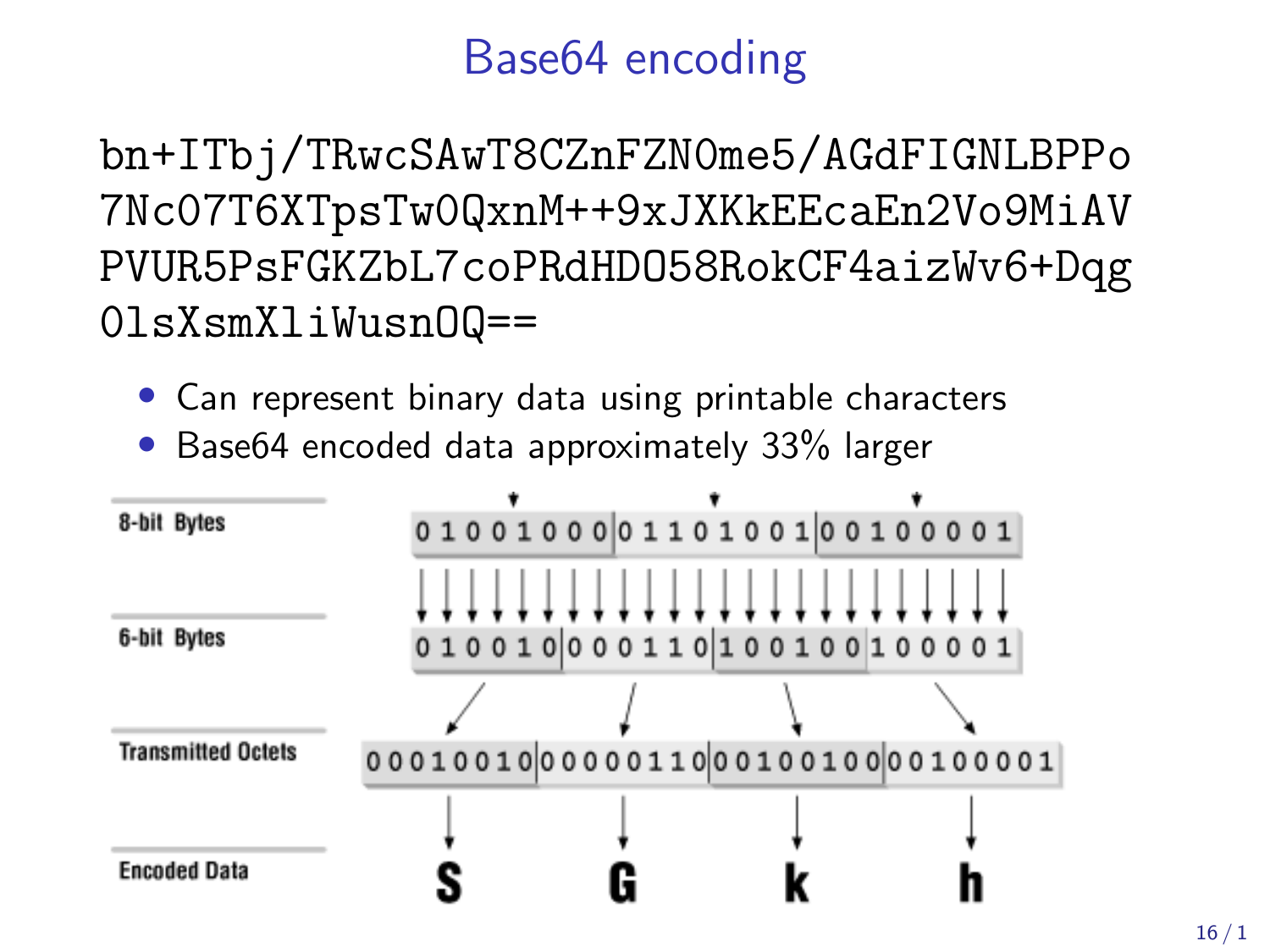# Base64 encoding

```
bn+ITbj/TRwcSAwT8CZnFZN0me5/AGdFIGNLBPPo
7Nc07T6XTpsTw0QxnM++9xJXKkEEcaEn2Vo9MiAV
PVUR5PsFGKZbL7coPRdHD058RokCF4aizWv6+Dqg
0lsXsmXliWusn0Q==
```

- Can represent binary data using printable characters
- Base64 encoded data approximately 33% larger

| | | | | |
|---|---|---|---|---|
| 8-bit Bytes | 01001000 | 01101001 | 00100001 | |
| 6-bit Bytes | 010010 | 000110 | 100100 | 100001 |
| Transmitted Octets | 00010010 | 00000110 | 00100100 | 00100001 |
| Encoded Data | S | G | k | h |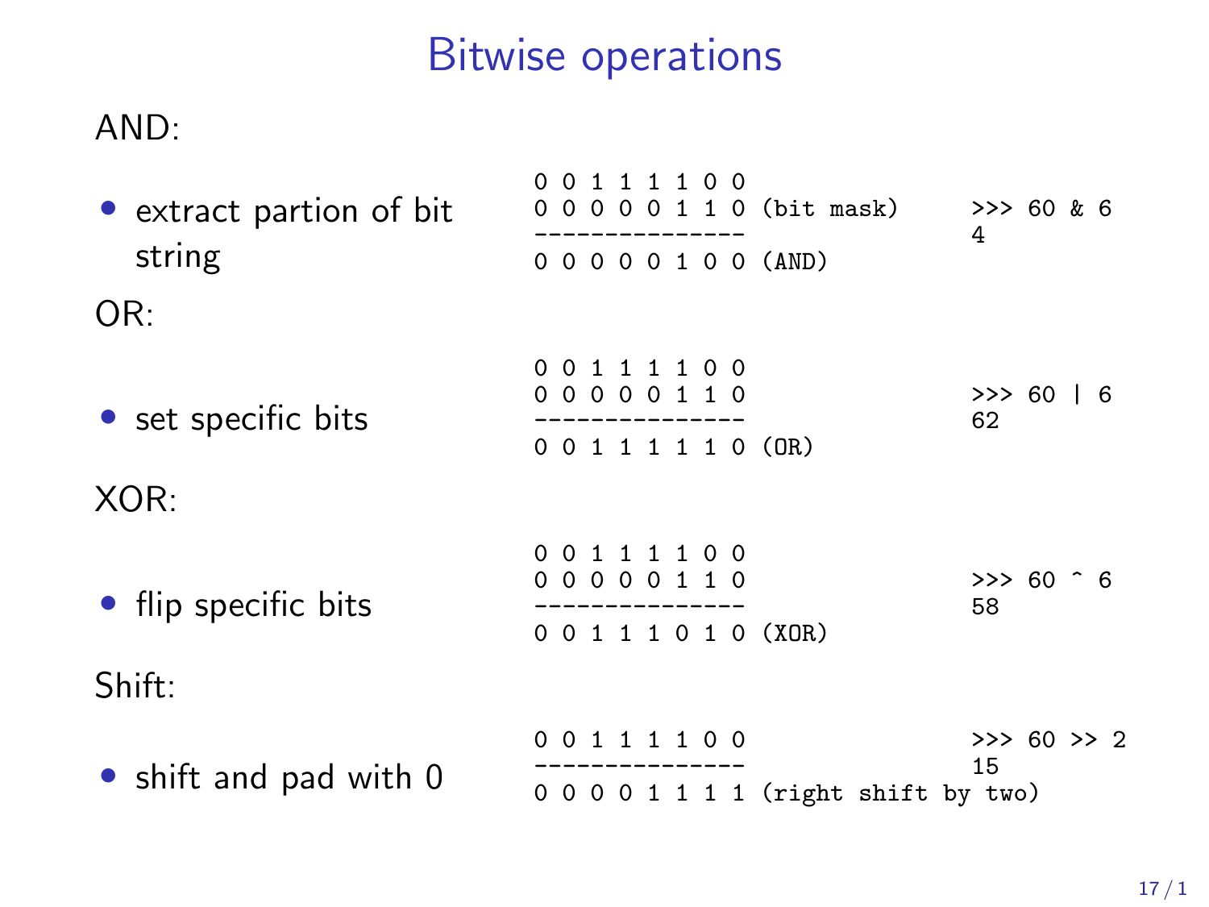# Bitwise operations

AND:

- extract partion of bit string

```
0 0 1 1 1 1 0 0
0 0 0 0 0 1 1 0 (bit mask)      >>> 60 & 6
---------------                 4
0 0 0 0 0 1 0 0 (AND)
```

OR:

- set specific bits

```
0 0 1 1 1 1 0 0
0 0 0 0 0 1 1 0                 >>> 60 | 6
---------------                 62
0 0 1 1 1 1 1 0 (OR)
```

XOR:

- flip specific bits

```
0 0 1 1 1 1 0 0
0 0 0 0 0 1 1 0                 >>> 60 ^ 6
---------------                 58
0 0 1 1 1 0 1 0 (XOR)
```

Shift:

- shift and pad with 0

```
0 0 1 1 1 1 0 0                 >>> 60 >> 2
---------------                 15
0 0 0 0 1 1 1 1 (right shift by two)
```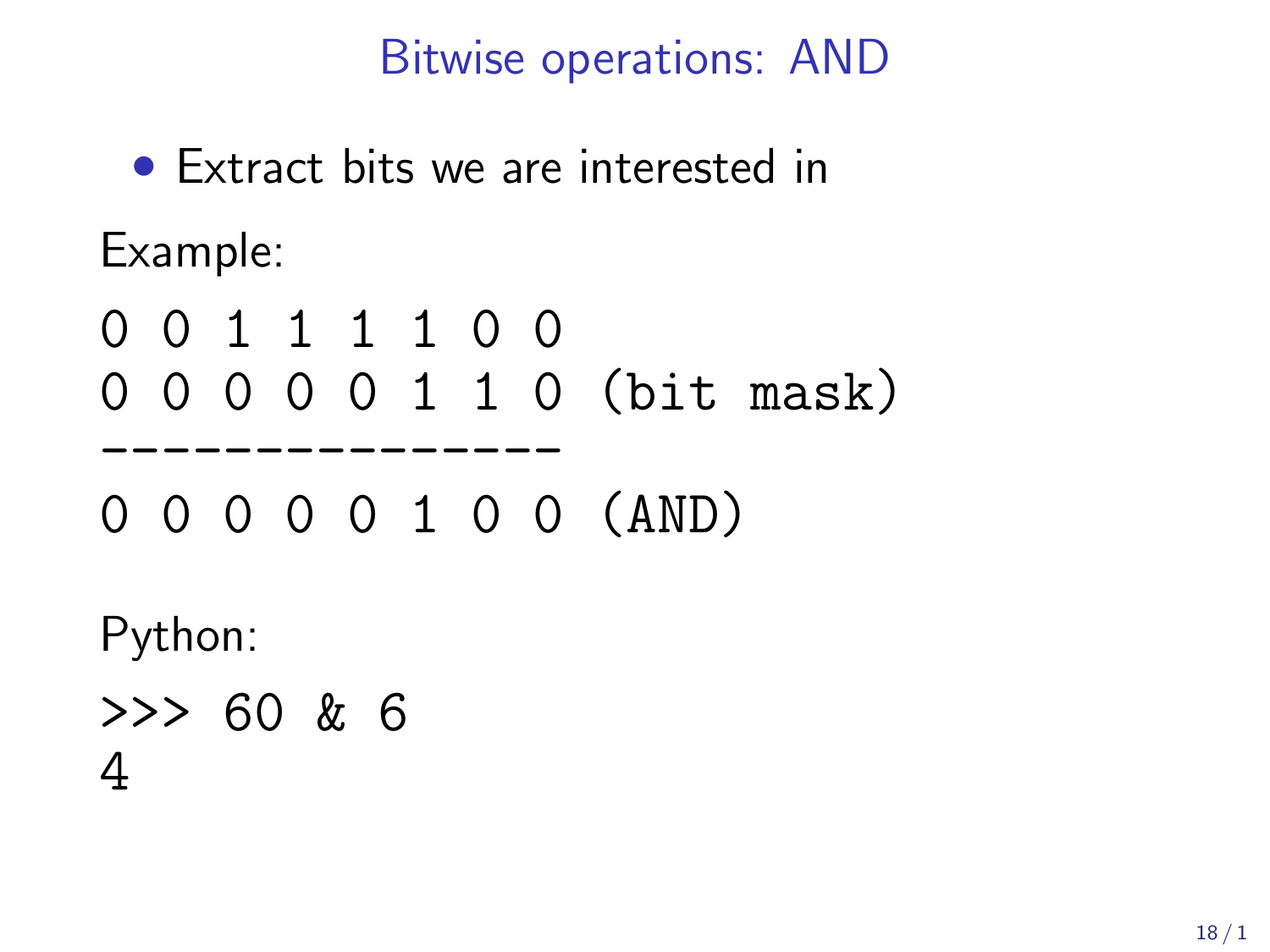# Bitwise operations: AND

- Extract bits we are interested in

Example:

```
0 0 1 1 1 1 0 0
0 0 0 0 0 1 1 0 (bit mask)
---------------
0 0 0 0 0 1 0 0 (AND)
```

Python:

```
>>> 60 & 6
4
```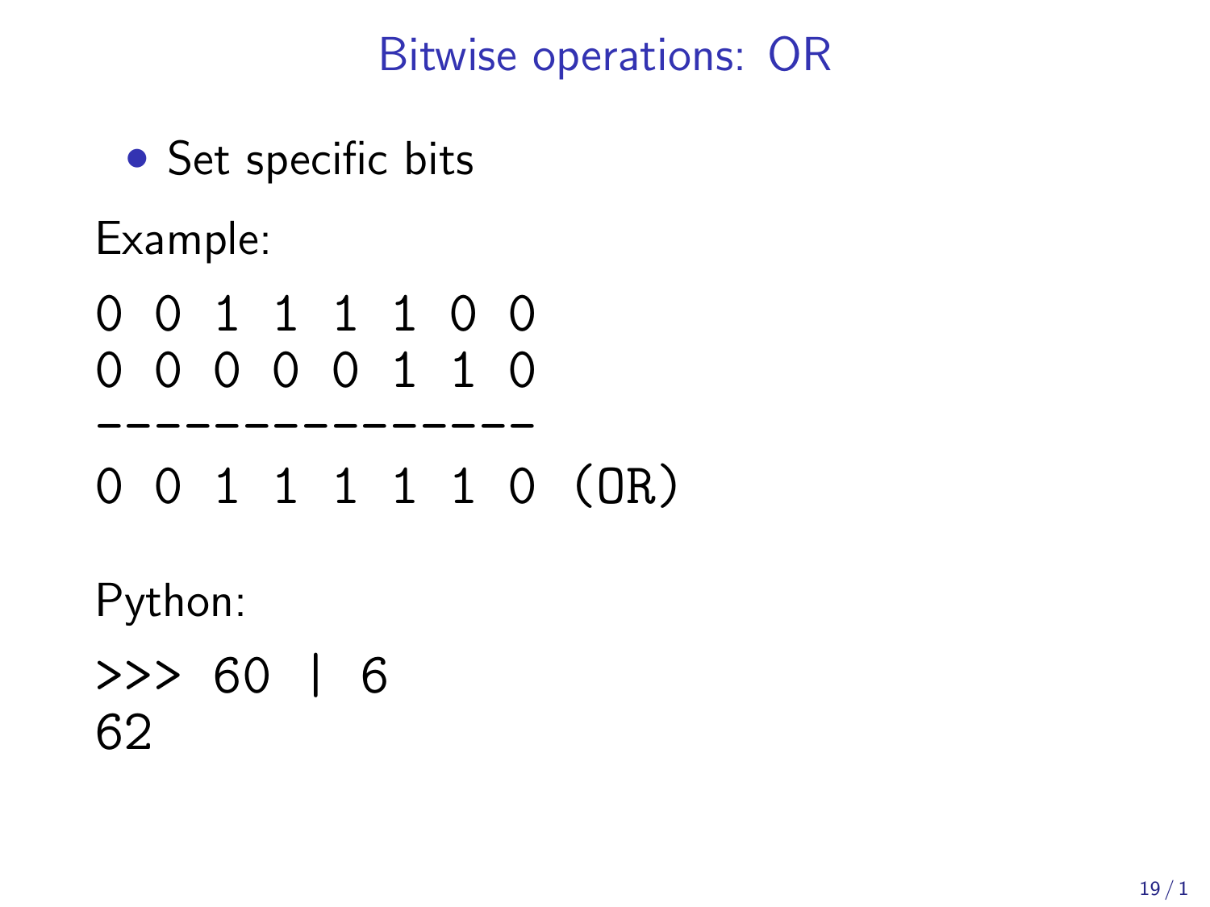# Bitwise operations: OR

- Set specific bits

Example:

```
0 0 1 1 1 1 0 0
0 0 0 0 0 1 1 0
---------------
0 0 1 1 1 1 1 0 (OR)
```

Python:

```
>>> 60 | 6
62
```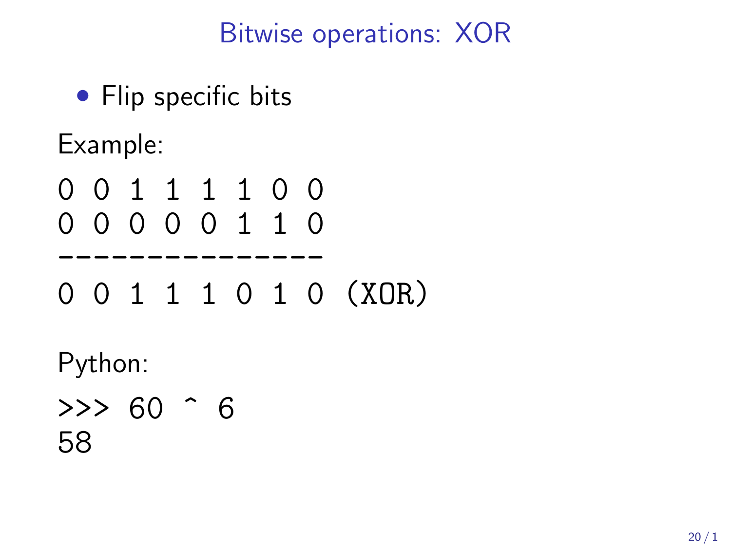# Bitwise operations: XOR

- Flip specific bits

Example:

```
0 0 1 1 1 1 0 0
0 0 0 0 0 1 1 0
---------------
0 0 1 1 1 0 1 0 (XOR)
```

Python:

```
>>> 60 ^ 6
58
```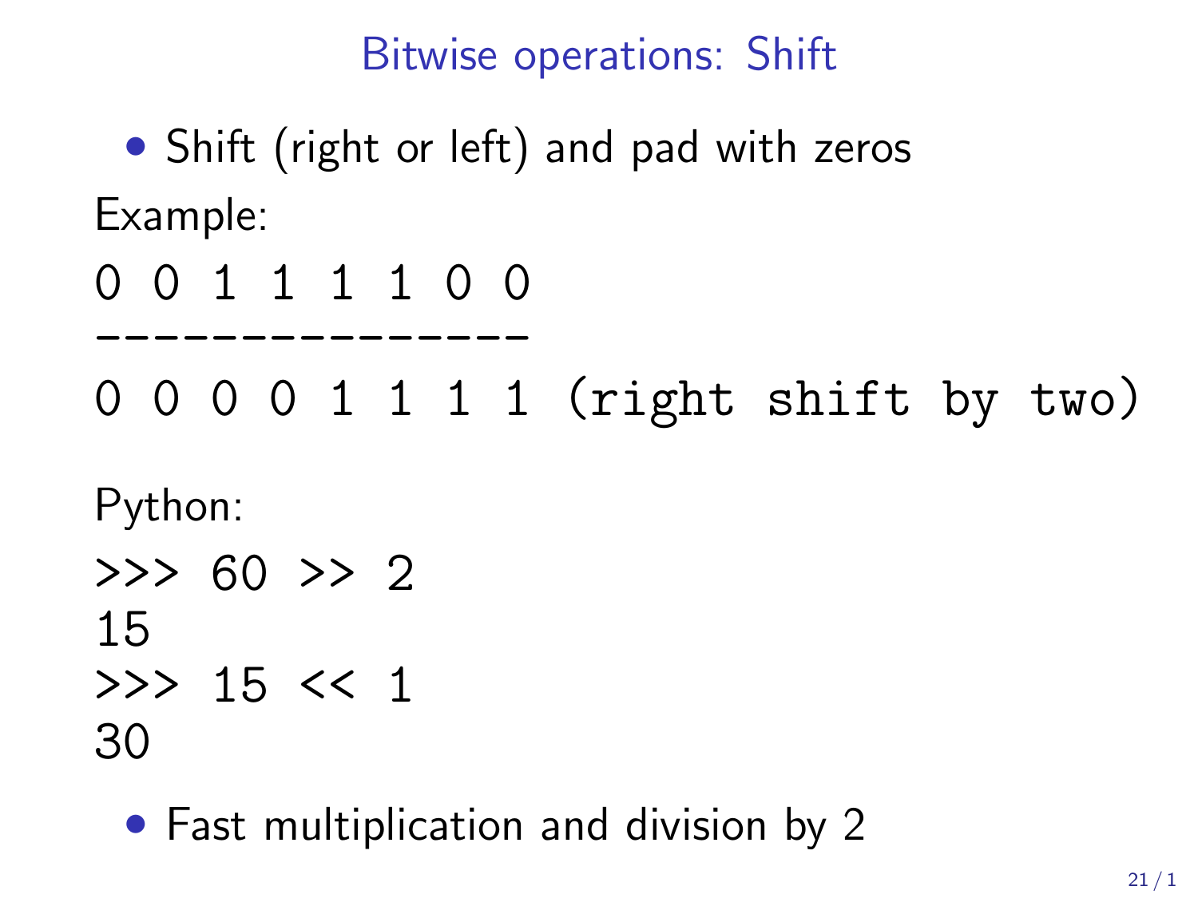# Bitwise operations: Shift

- Shift (right or left) and pad with zeros

Example:

```
0 0 1 1 1 1 0 0
---------------
0 0 0 0 1 1 1 1 (right shift by two)
```

Python:

```
>>> 60 >> 2
15
>>> 15 << 1
30
```

- Fast multiplication and division by 2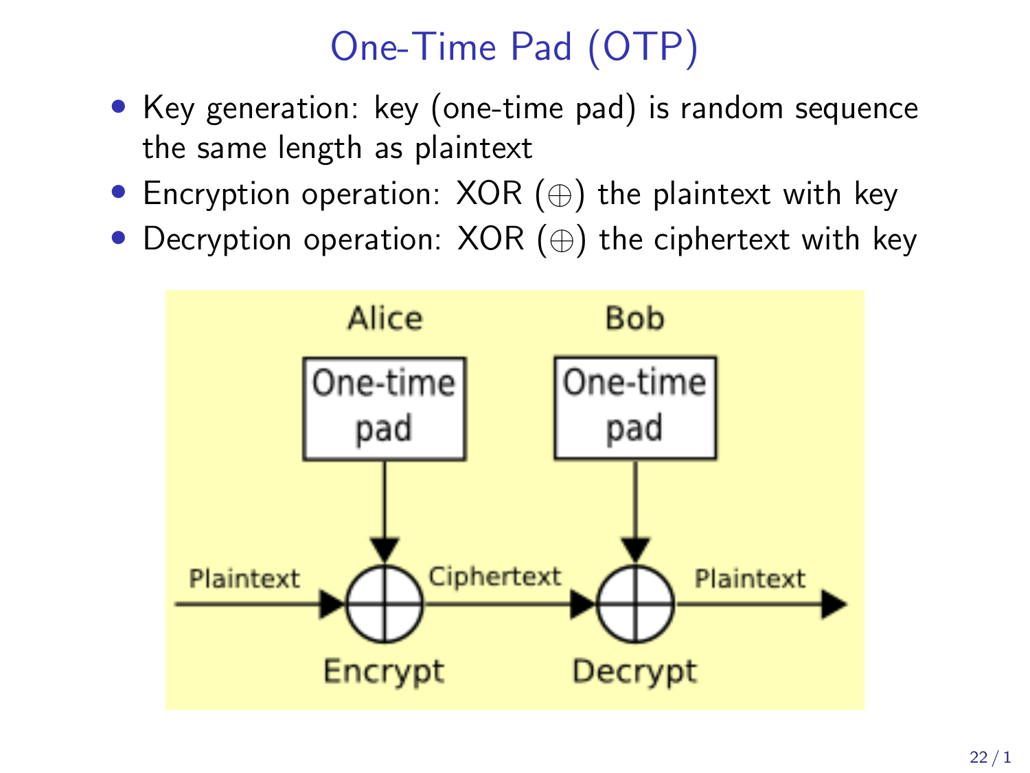# One-Time Pad (OTP)

- Key generation: key (one-time pad) is random sequence the same length as plaintext
- Encryption operation: XOR ($\oplus$) the plaintext with key
- Decryption operation: XOR ($\oplus$) the ciphertext with key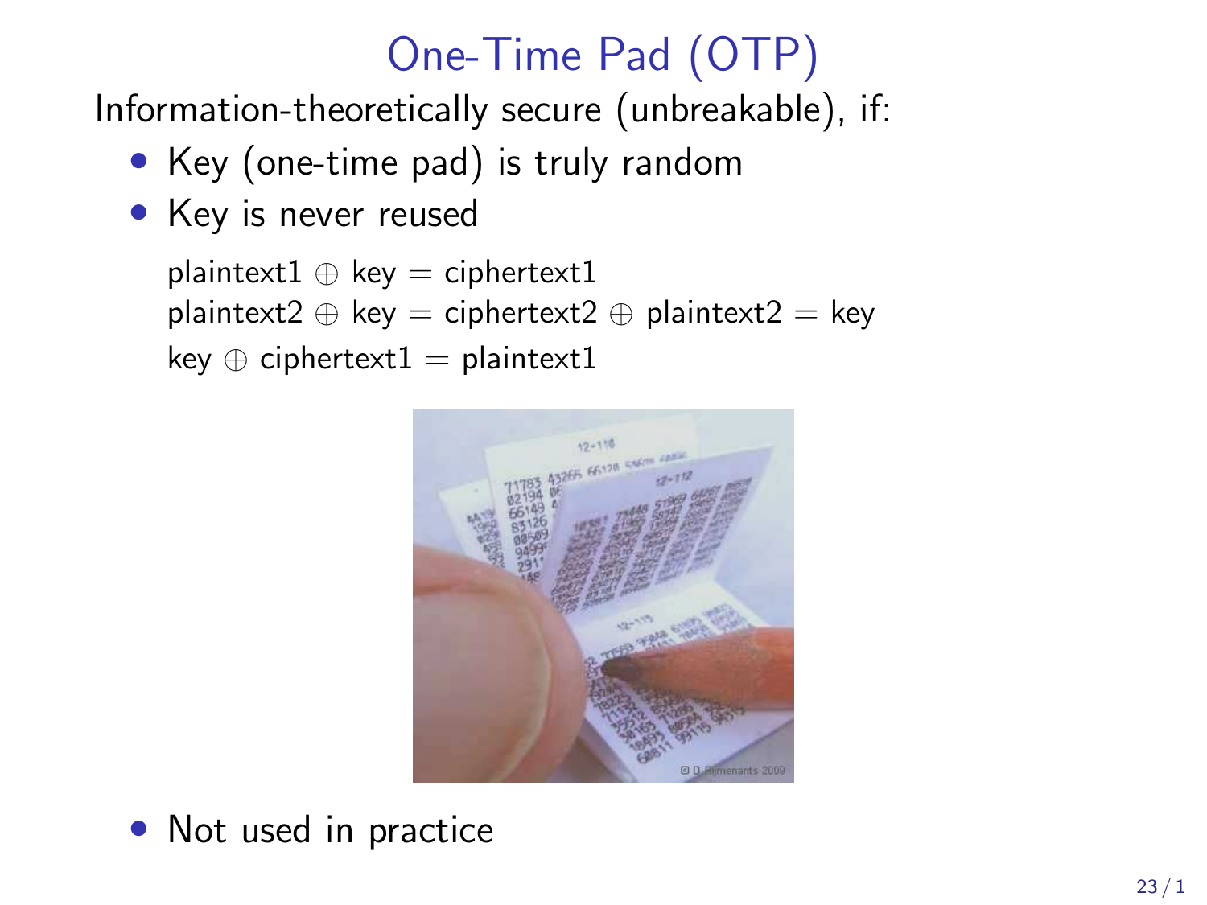# One-Time Pad (OTP)

Information-theoretically secure (unbreakable), if:

- Key (one-time pad) is truly random
- Key is never reused

  plaintext1 $\oplus$ key = ciphertext1
  plaintext2 $\oplus$ key = ciphertext2 $\oplus$ plaintext2 = key
  key $\oplus$ ciphertext1 = plaintext1

- Not used in practice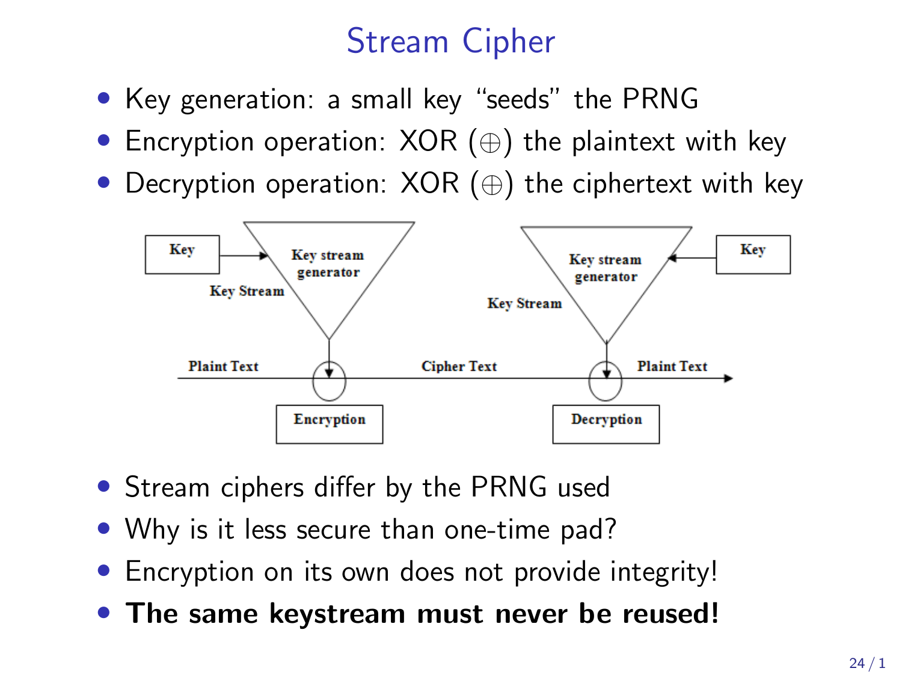# Stream Cipher

- Key generation: a small key "seeds" the PRNG
- Encryption operation: XOR ($\oplus$) the plaintext with key
- Decryption operation: XOR ($\oplus$) the ciphertext with key

- Stream ciphers differ by the PRNG used
- Why is it less secure than one-time pad?
- Encryption on its own does not provide integrity!
- **The same keystream must never be reused!**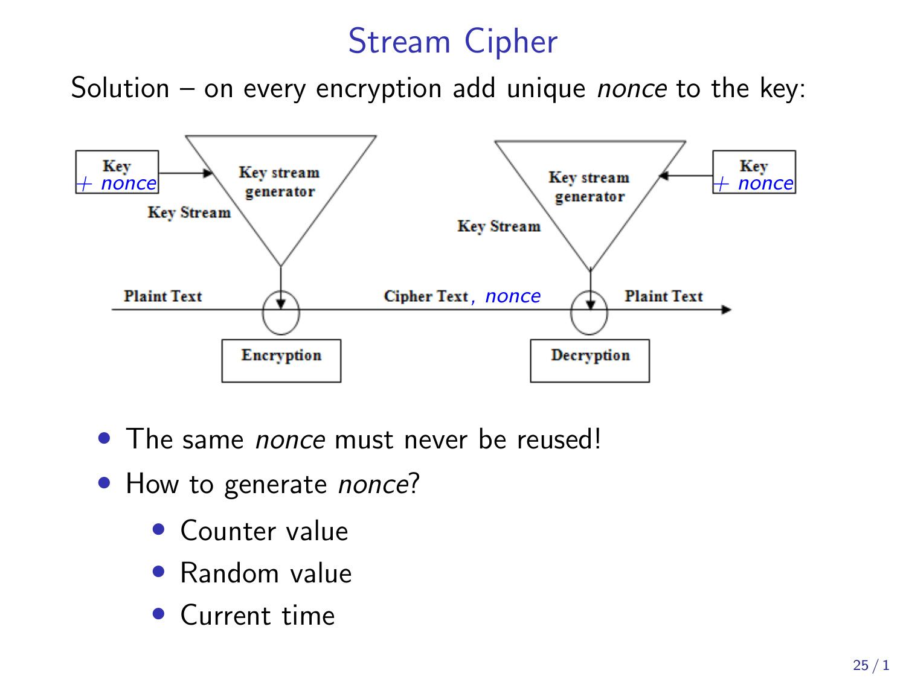# Stream Cipher

Solution – on every encryption add unique *nonce* to the key:

- The same *nonce* must never be reused!
- How to generate *nonce*?
  - Counter value
  - Random value
  - Current time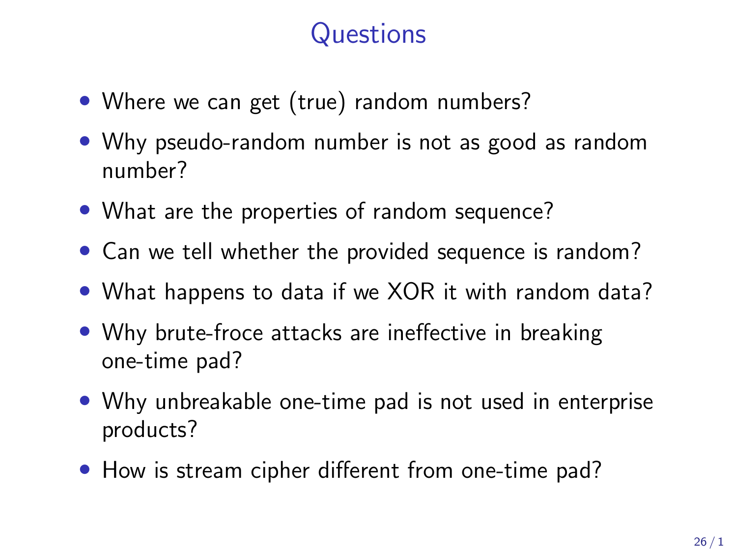# Questions

- Where we can get (true) random numbers?
- Why pseudo-random number is not as good as random number?
- What are the properties of random sequence?
- Can we tell whether the provided sequence is random?
- What happens to data if we XOR it with random data?
- Why brute-froce attacks are ineffective in breaking one-time pad?
- Why unbreakable one-time pad is not used in enterprise products?
- How is stream cipher different from one-time pad?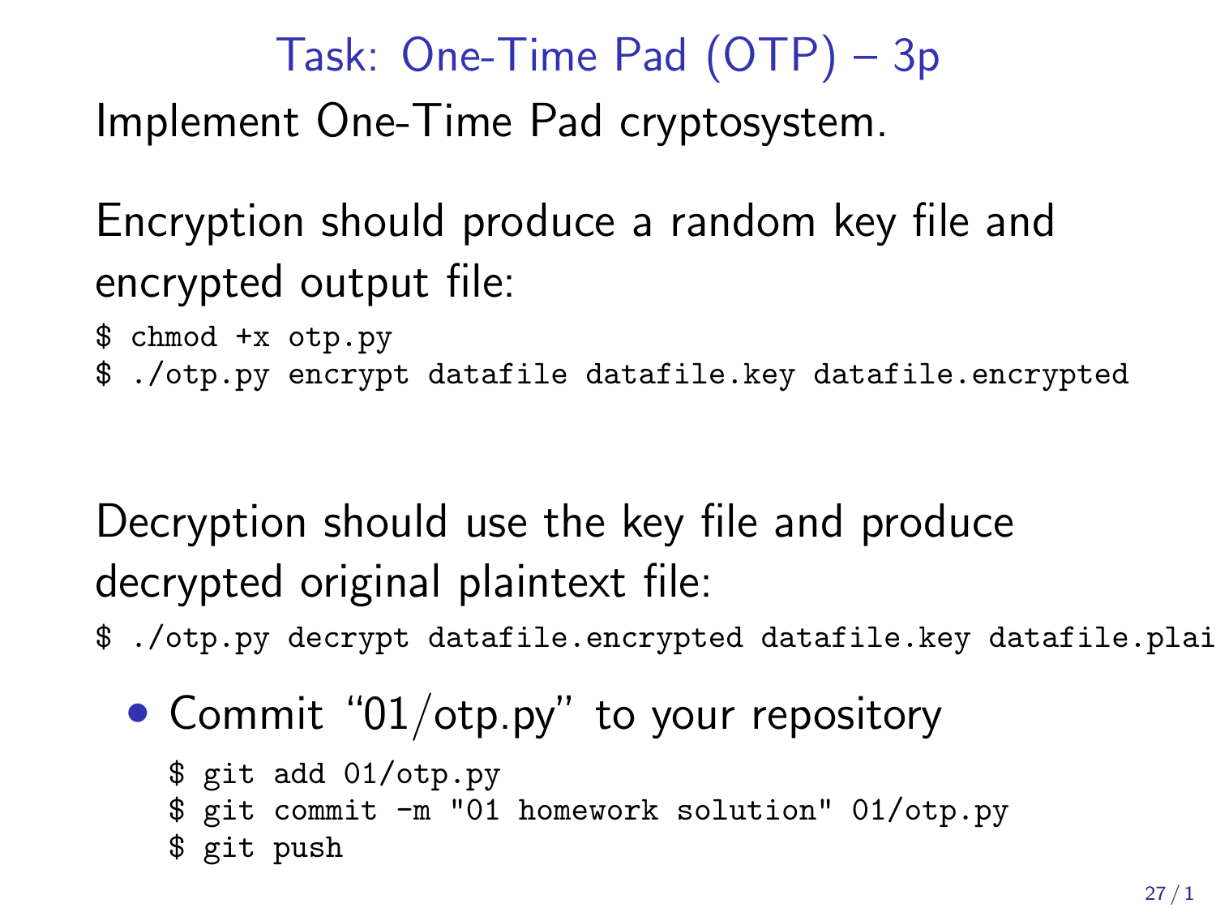# Task: One-Time Pad (OTP) – 3p

Implement One-Time Pad cryptosystem.

Encryption should produce a random key file and encrypted output file:

```
$ chmod +x otp.py
$ ./otp.py encrypt datafile datafile.key datafile.encrypted
```

Decryption should use the key file and produce decrypted original plaintext file:

```
$ ./otp.py decrypt datafile.encrypted datafile.key datafile.plai
```

- Commit "01/otp.py" to your repository

```
$ git add 01/otp.py
$ git commit -m "01 homework solution" 01/otp.py
$ git push
```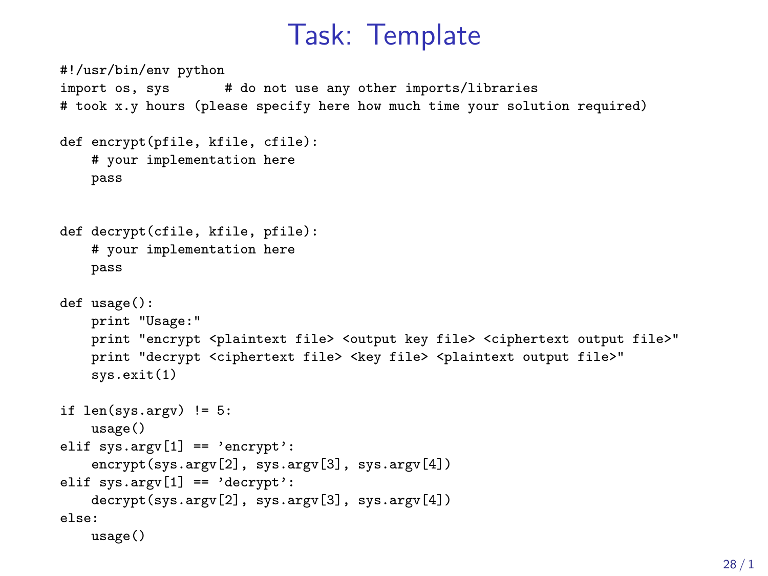# Task: Template

```
#!/usr/bin/env python
import os, sys        # do not use any other imports/libraries
# took x.y hours (please specify here how much time your solution required)

def encrypt(pfile, kfile, cfile):
    # your implementation here
    pass


def decrypt(cfile, kfile, pfile):
    # your implementation here
    pass

def usage():
    print "Usage:"
    print "encrypt <plaintext file> <output key file> <ciphertext output file>"
    print "decrypt <ciphertext file> <key file> <plaintext output file>"
    sys.exit(1)

if len(sys.argv) != 5:
    usage()
elif sys.argv[1] == 'encrypt':
    encrypt(sys.argv[2], sys.argv[3], sys.argv[4])
elif sys.argv[1] == 'decrypt':
    decrypt(sys.argv[2], sys.argv[3], sys.argv[4])
else:
    usage()
```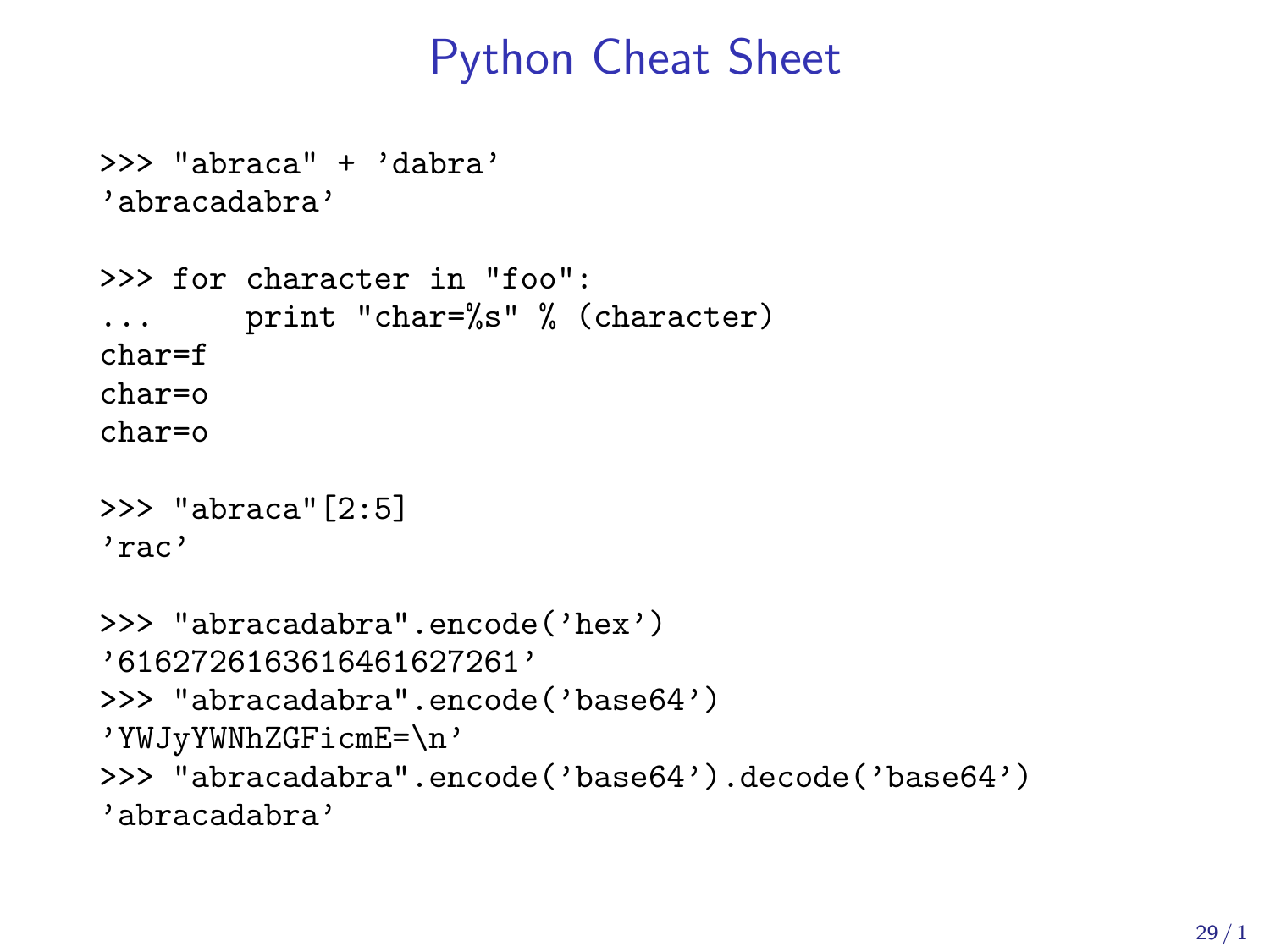# Python Cheat Sheet

```
>>> "abraca" + 'dabra'
'abracadabra'

>>> for character in "foo":
...     print "char=%s" % (character)
char=f
char=o
char=o

>>> "abraca"[2:5]
'rac'

>>> "abracadabra".encode('hex')
'6162726163616461627261'
>>> "abracadabra".encode('base64')
'YWJyYWNhZGFicmE=\n'
>>> "abracadabra".encode('base64').decode('base64')
'abracadabra'
```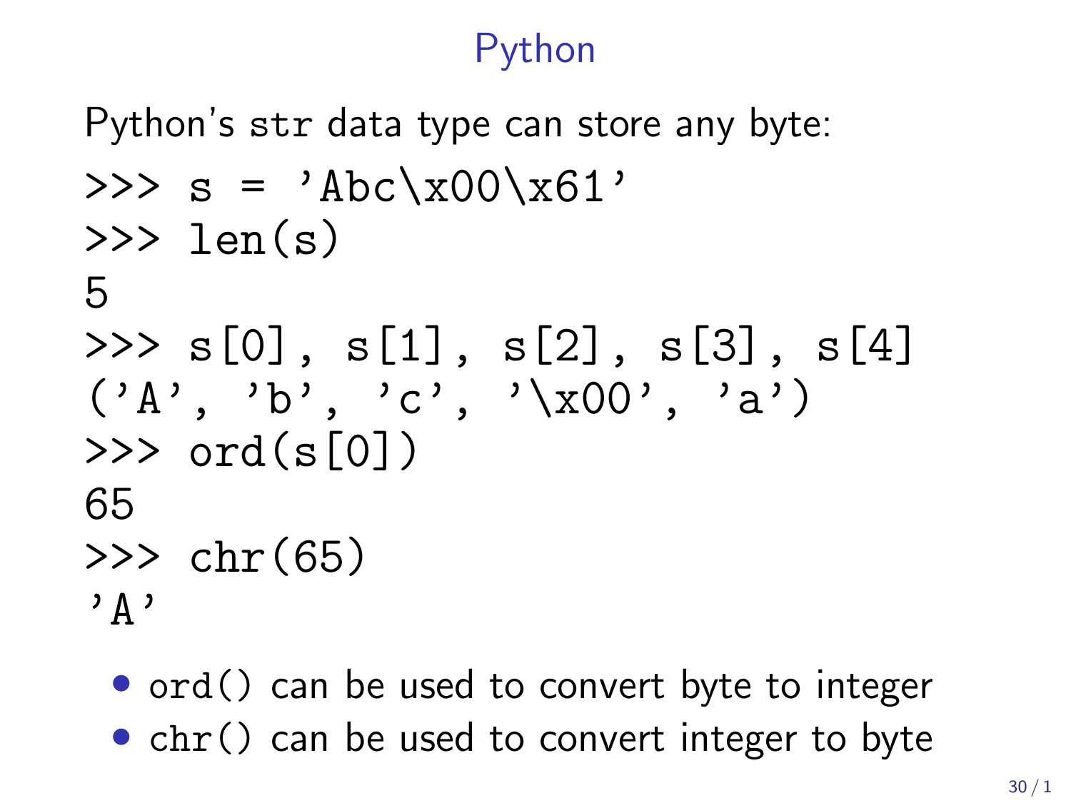# Python

Python's `str` data type can store any byte:

```
>>> s = 'Abc\x00\x61'
>>> len(s)
5
>>> s[0], s[1], s[2], s[3], s[4]
('A', 'b', 'c', '\x00', 'a')
>>> ord(s[0])
65
>>> chr(65)
'A'
```

- `ord()` can be used to convert byte to integer
- `chr()` can be used to convert integer to byte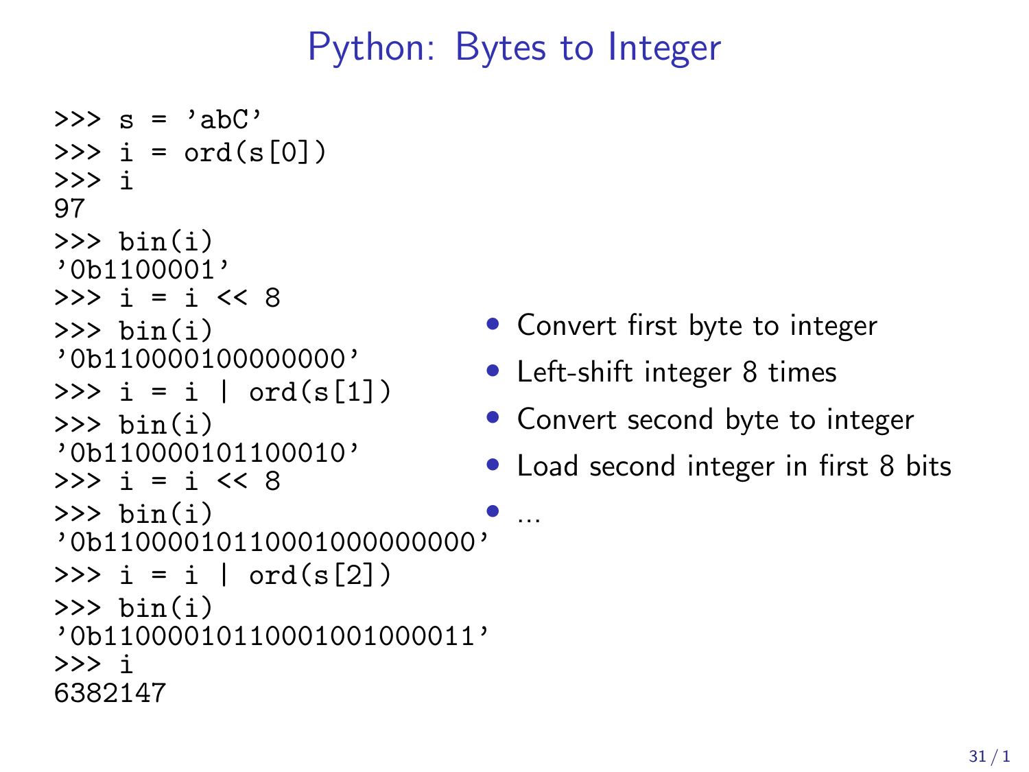# Python: Bytes to Integer

```
>>> s = 'abC'
>>> i = ord(s[0])
>>> i
97
>>> bin(i)
'0b1100001'
>>> i = i << 8
>>> bin(i)
'0b110000100000000'
>>> i = i | ord(s[1])
>>> bin(i)
'0b110000101100010'
>>> i = i << 8
>>> bin(i)
'0b11000010110001000000000'
>>> i = i | ord(s[2])
>>> bin(i)
'0b11000010110001001000011'
>>> i
6382147
```

- Convert first byte to integer
- Left-shift integer 8 times
- Convert second byte to integer
- Load second integer in first 8 bits
- ...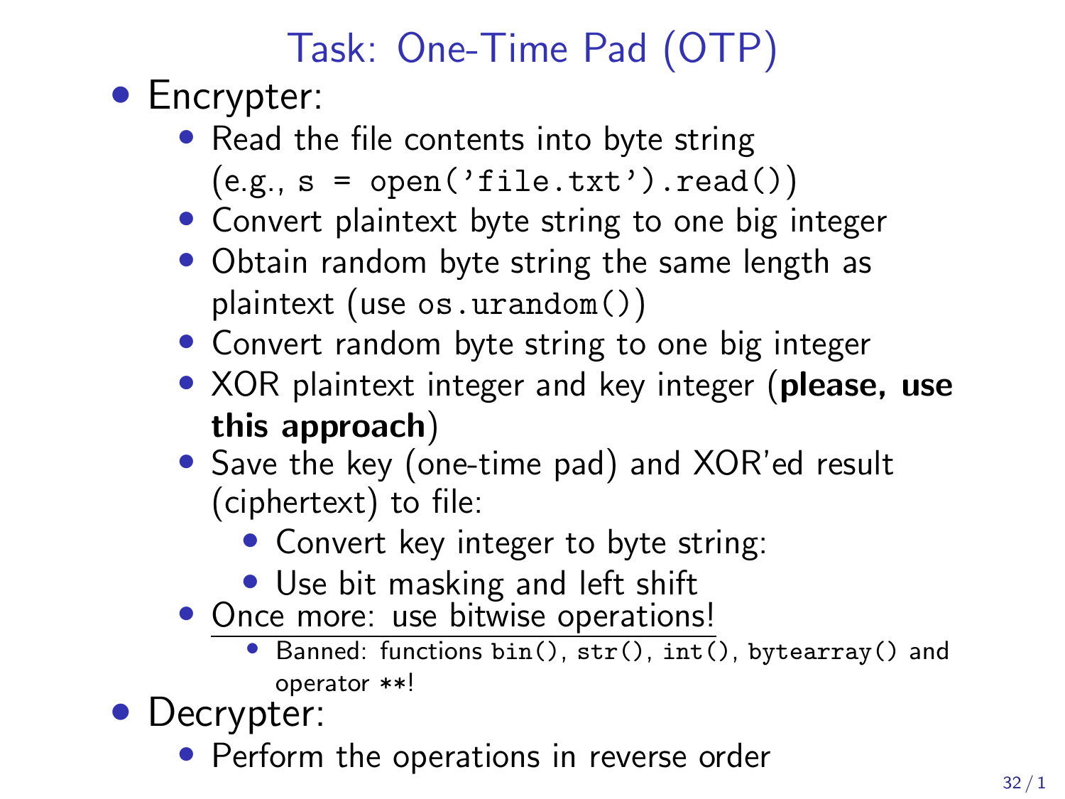# Task: One-Time Pad (OTP)

- Encrypter:
  - Read the file contents into byte string (e.g., `s = open('file.txt').read()`)
  - Convert plaintext byte string to one big integer
  - Obtain random byte string the same length as plaintext (use `os.urandom()`)
  - Convert random byte string to one big integer
  - XOR plaintext integer and key integer (**please, use this approach**)
  - Save the key (one-time pad) and XOR'ed result (ciphertext) to file:
    - Convert key integer to byte string:
    - Use bit masking and left shift
  - Once more: use bitwise operations!
    - Banned: functions `bin()`, `str()`, `int()`, `bytearray()` and operator `**`!
- Decrypter:
  - Perform the operations in reverse order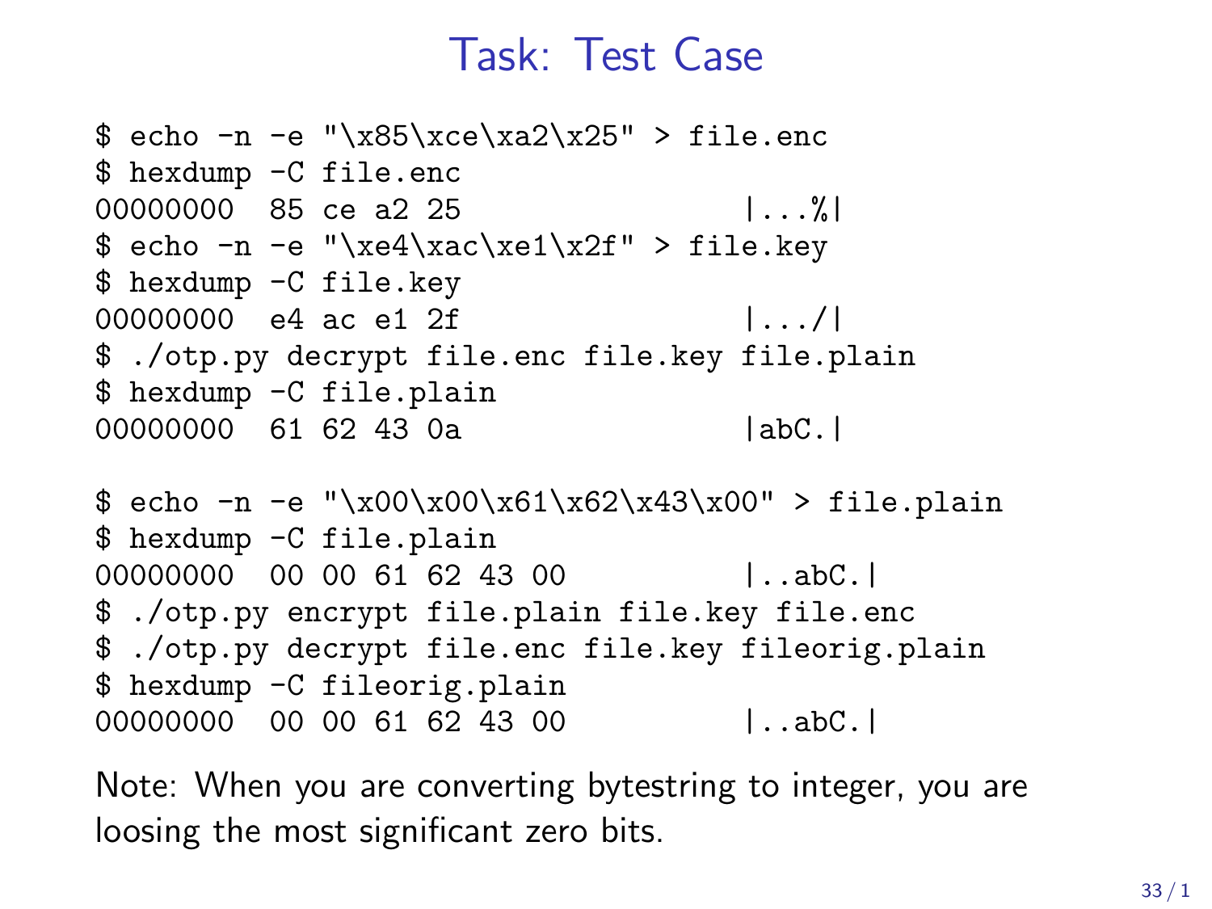# Task: Test Case

```
$ echo -n -e "\x85\xce\xa2\x25" > file.enc
$ hexdump -C file.enc
00000000  85 ce a2 25                |...%|
$ echo -n -e "\xe4\xac\xe1\x2f" > file.key
$ hexdump -C file.key
00000000  e4 ac e1 2f                |.../|
$ ./otp.py decrypt file.enc file.key file.plain
$ hexdump -C file.plain
00000000  61 62 43 0a                |abC.|

$ echo -n -e "\x00\x00\x61\x62\x43\x00" > file.plain
$ hexdump -C file.plain
00000000  00 00 61 62 43 00          |..abC.|
$ ./otp.py encrypt file.plain file.key file.enc
$ ./otp.py decrypt file.enc file.key fileorig.plain
$ hexdump -C fileorig.plain
00000000  00 00 61 62 43 00          |..abC.|
```

Note: When you are converting bytestring to integer, you are loosing the most significant zero bits.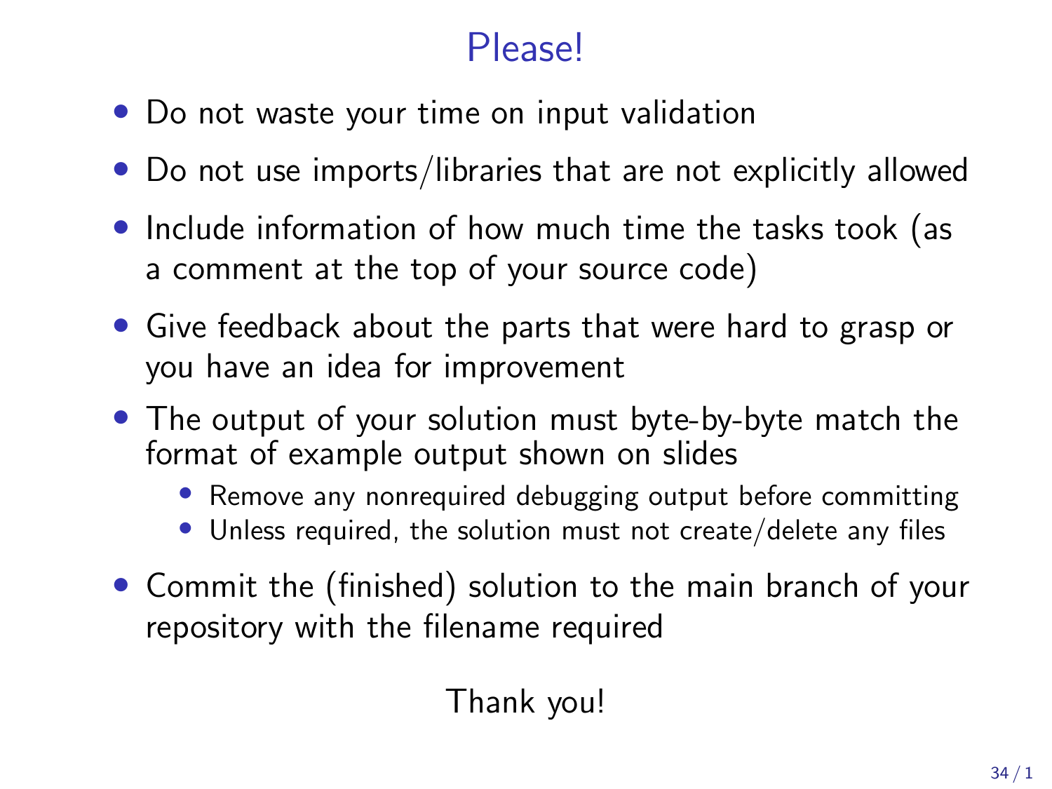# Please!

- Do not waste your time on input validation
- Do not use imports/libraries that are not explicitly allowed
- Include information of how much time the tasks took (as a comment at the top of your source code)
- Give feedback about the parts that were hard to grasp or you have an idea for improvement
- The output of your solution must byte-by-byte match the format of example output shown on slides
  - Remove any nonrequired debugging output before committing
  - Unless required, the solution must not create/delete any files
- Commit the (finished) solution to the main branch of your repository with the filename required

Thank you!